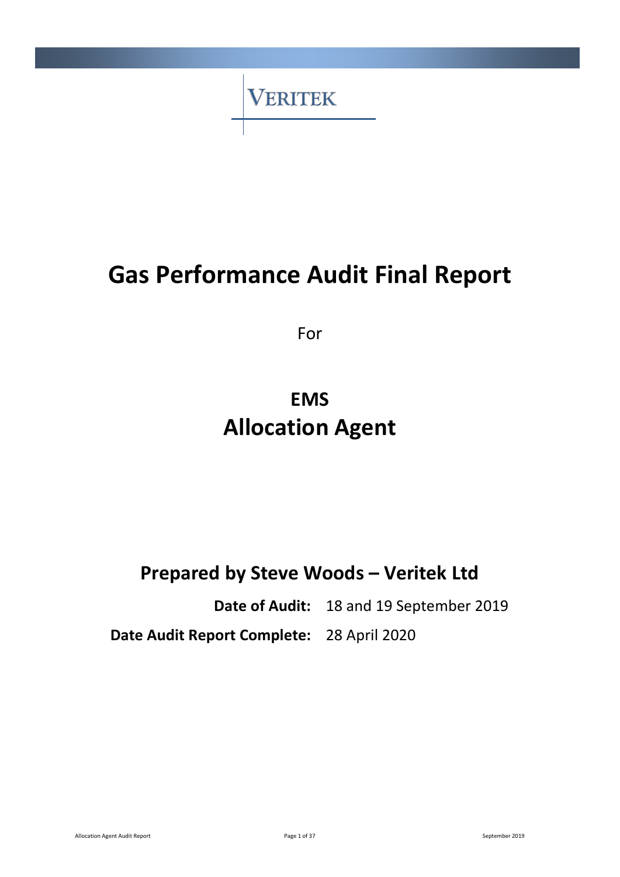VERITEK

# Gas Performance Audit Final Report

For

## EMS
## Allocation Agent

### Prepared by Steve Woods – Veritek Ltd

**Date of Audit:** 18 and 19 September 2019

**Date Audit Report Complete:** 28 April 2020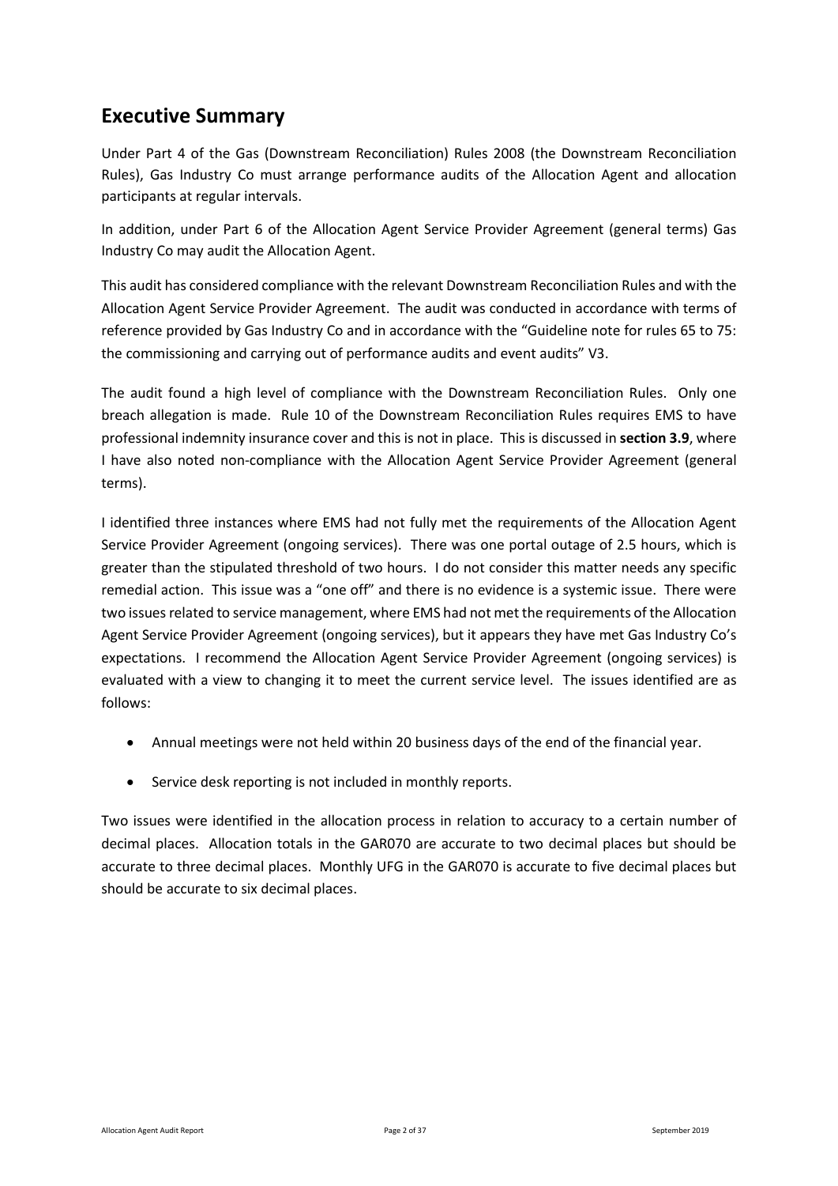## Executive Summary

Under Part 4 of the Gas (Downstream Reconciliation) Rules 2008 (the Downstream Reconciliation Rules), Gas Industry Co must arrange performance audits of the Allocation Agent and allocation participants at regular intervals.

In addition, under Part 6 of the Allocation Agent Service Provider Agreement (general terms) Gas Industry Co may audit the Allocation Agent.

This audit has considered compliance with the relevant Downstream Reconciliation Rules and with the Allocation Agent Service Provider Agreement. The audit was conducted in accordance with terms of reference provided by Gas Industry Co and in accordance with the "Guideline note for rules 65 to 75: the commissioning and carrying out of performance audits and event audits" V3.

The audit found a high level of compliance with the Downstream Reconciliation Rules. Only one breach allegation is made. Rule 10 of the Downstream Reconciliation Rules requires EMS to have professional indemnity insurance cover and this is not in place. This is discussed in **section 3.9**, where I have also noted non-compliance with the Allocation Agent Service Provider Agreement (general terms).

I identified three instances where EMS had not fully met the requirements of the Allocation Agent Service Provider Agreement (ongoing services). There was one portal outage of 2.5 hours, which is greater than the stipulated threshold of two hours. I do not consider this matter needs any specific remedial action. This issue was a "one off" and there is no evidence is a systemic issue. There were two issues related to service management, where EMS had not met the requirements of the Allocation Agent Service Provider Agreement (ongoing services), but it appears they have met Gas Industry Co's expectations. I recommend the Allocation Agent Service Provider Agreement (ongoing services) is evaluated with a view to changing it to meet the current service level. The issues identified are as follows:

- Annual meetings were not held within 20 business days of the end of the financial year.
- Service desk reporting is not included in monthly reports.

Two issues were identified in the allocation process in relation to accuracy to a certain number of decimal places. Allocation totals in the GAR070 are accurate to two decimal places but should be accurate to three decimal places. Monthly UFG in the GAR070 is accurate to five decimal places but should be accurate to six decimal places.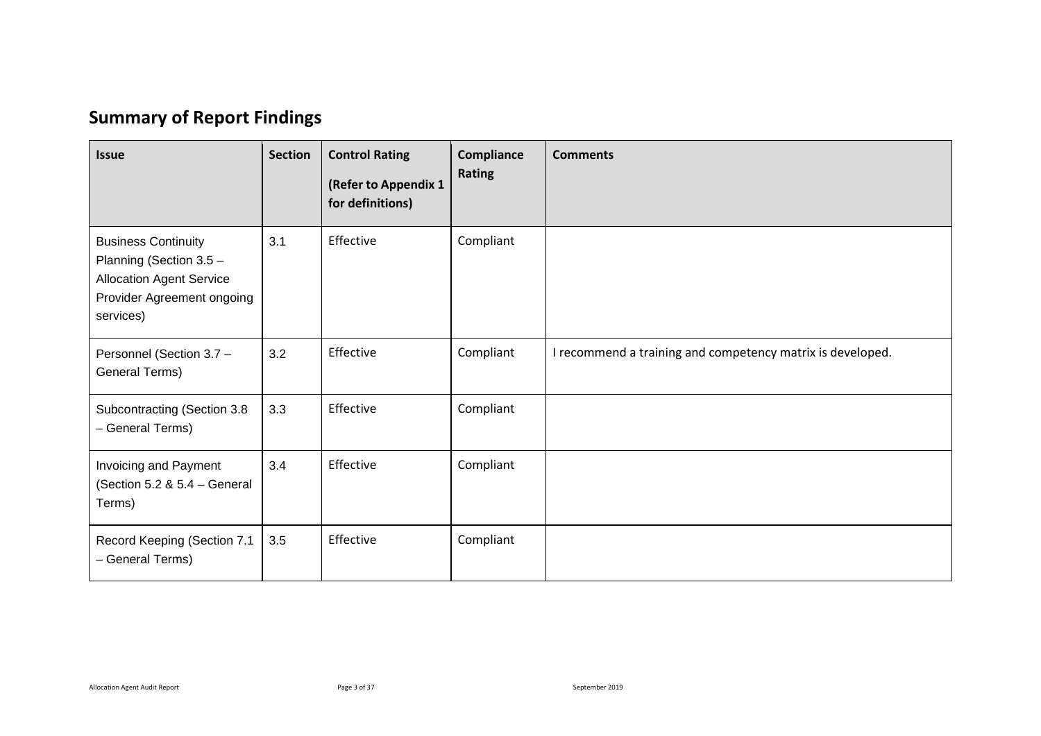## Summary of Report Findings

| Issue | Section | Control Rating (Refer to Appendix 1 for definitions) | Compliance Rating | Comments |
|---|---|---|---|---|
| Business Continuity Planning (Section 3.5 – Allocation Agent Service Provider Agreement ongoing services) | 3.1 | Effective | Compliant | |
| Personnel (Section 3.7 – General Terms) | 3.2 | Effective | Compliant | I recommend a training and competency matrix is developed. |
| Subcontracting (Section 3.8 – General Terms) | 3.3 | Effective | Compliant | |
| Invoicing and Payment (Section 5.2 & 5.4 – General Terms) | 3.4 | Effective | Compliant | |
| Record Keeping (Section 7.1 – General Terms) | 3.5 | Effective | Compliant | |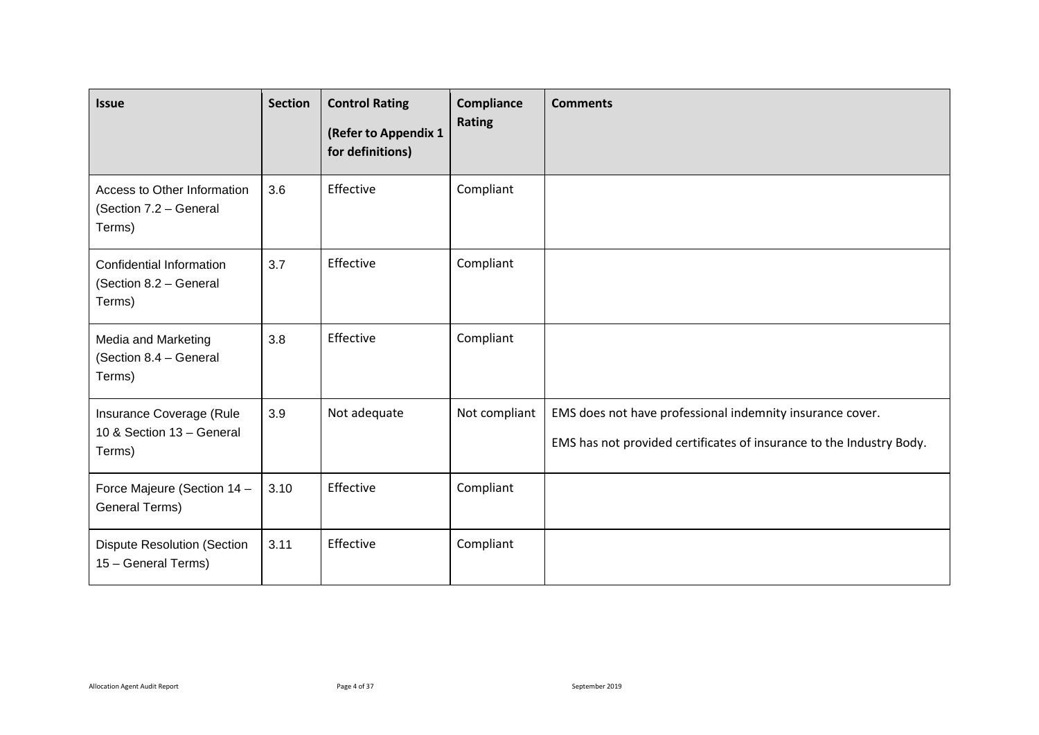| Issue | Section | Control Rating (Refer to Appendix 1 for definitions) | Compliance Rating | Comments |
|---|---|---|---|---|
| Access to Other Information (Section 7.2 – General Terms) | 3.6 | Effective | Compliant | |
| Confidential Information (Section 8.2 – General Terms) | 3.7 | Effective | Compliant | |
| Media and Marketing (Section 8.4 – General Terms) | 3.8 | Effective | Compliant | |
| Insurance Coverage (Rule 10 & Section 13 – General Terms) | 3.9 | Not adequate | Not compliant | EMS does not have professional indemnity insurance cover.<br><br>EMS has not provided certificates of insurance to the Industry Body. |
| Force Majeure (Section 14 – General Terms) | 3.10 | Effective | Compliant | |
| Dispute Resolution (Section 15 – General Terms) | 3.11 | Effective | Compliant | |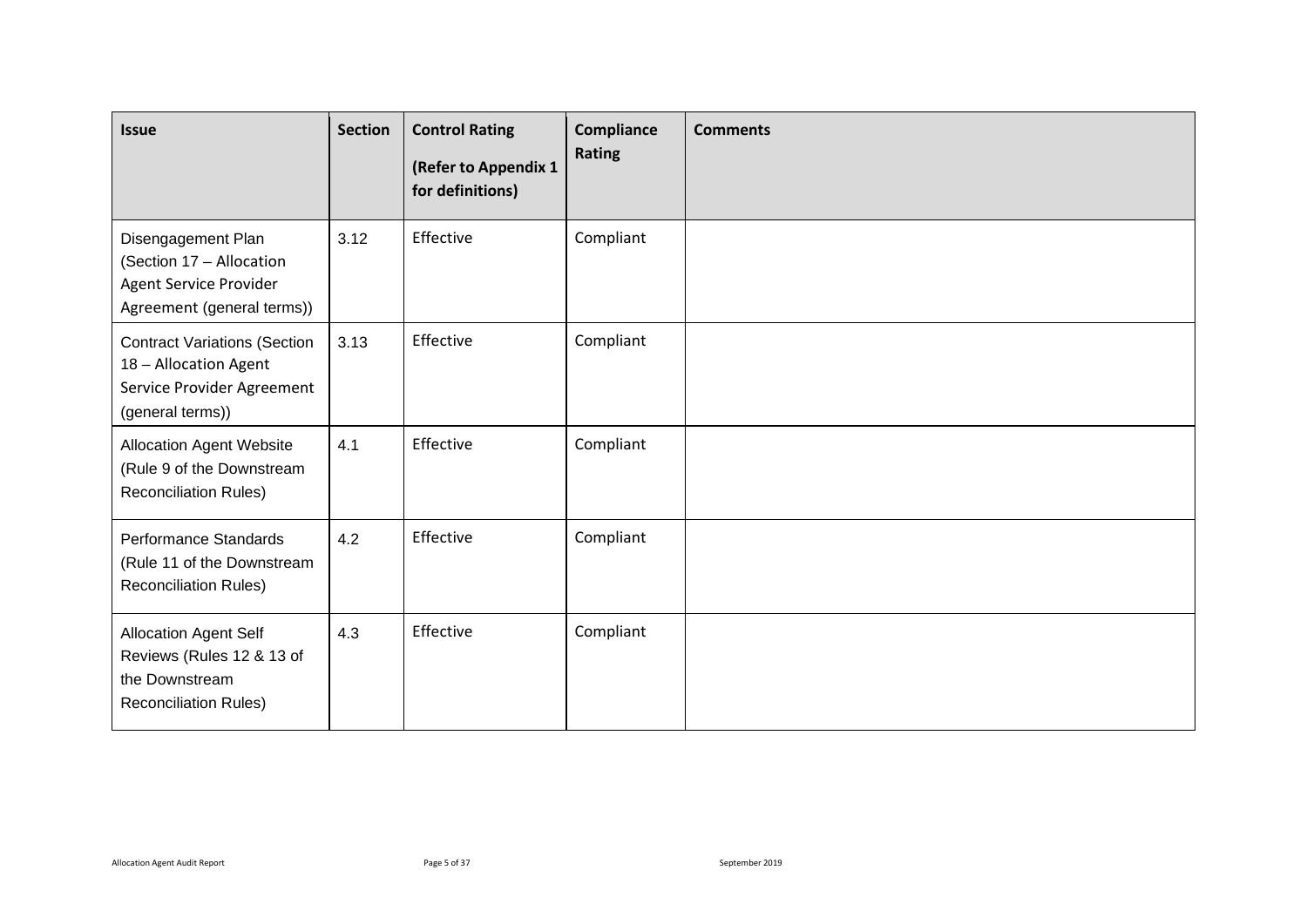| Issue | Section | Control Rating (Refer to Appendix 1 for definitions) | Compliance Rating | Comments |
|---|---|---|---|---|
| Disengagement Plan (Section 17 – Allocation Agent Service Provider Agreement (general terms)) | 3.12 | Effective | Compliant | |
| Contract Variations (Section 18 – Allocation Agent Service Provider Agreement (general terms)) | 3.13 | Effective | Compliant | |
| Allocation Agent Website (Rule 9 of the Downstream Reconciliation Rules) | 4.1 | Effective | Compliant | |
| Performance Standards (Rule 11 of the Downstream Reconciliation Rules) | 4.2 | Effective | Compliant | |
| Allocation Agent Self Reviews (Rules 12 & 13 of the Downstream Reconciliation Rules) | 4.3 | Effective | Compliant | |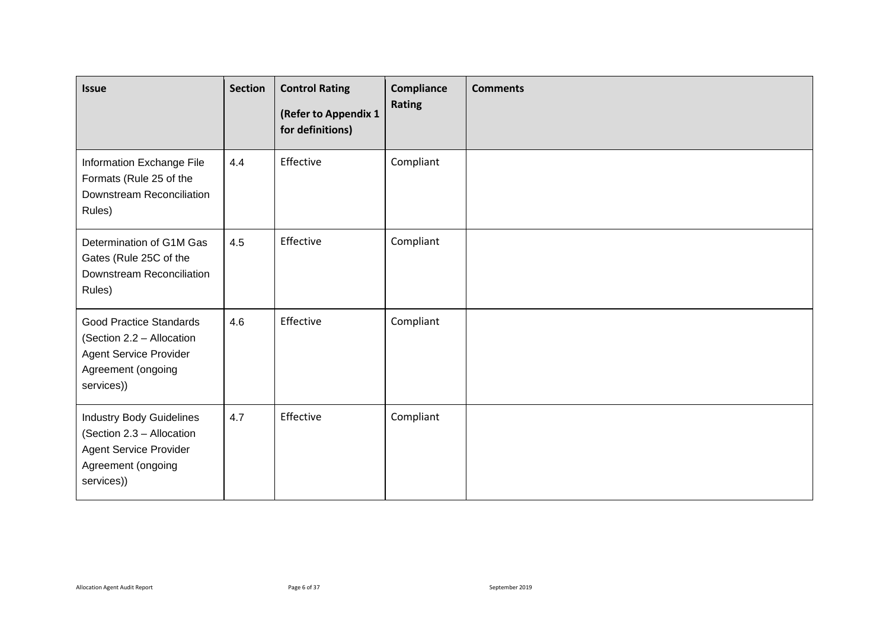| Issue | Section | Control Rating (Refer to Appendix 1 for definitions) | Compliance Rating | Comments |
|---|---|---|---|---|
| Information Exchange File Formats (Rule 25 of the Downstream Reconciliation Rules) | 4.4 | Effective | Compliant | |
| Determination of G1M Gas Gates (Rule 25C of the Downstream Reconciliation Rules) | 4.5 | Effective | Compliant | |
| Good Practice Standards (Section 2.2 – Allocation Agent Service Provider Agreement (ongoing services)) | 4.6 | Effective | Compliant | |
| Industry Body Guidelines (Section 2.3 – Allocation Agent Service Provider Agreement (ongoing services)) | 4.7 | Effective | Compliant | |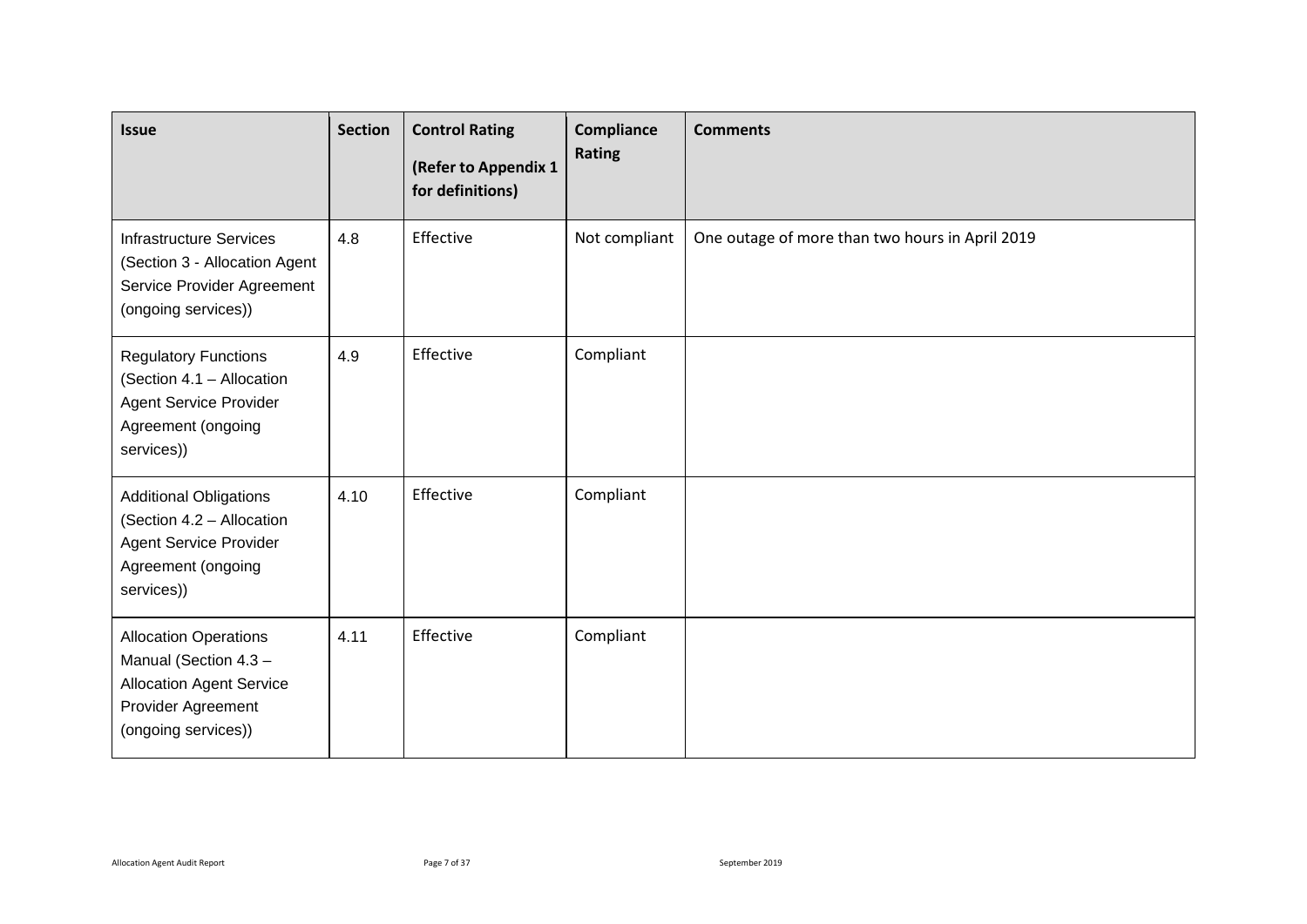| Issue | Section | Control Rating (Refer to Appendix 1 for definitions) | Compliance Rating | Comments |
|---|---|---|---|---|
| Infrastructure Services (Section 3 - Allocation Agent Service Provider Agreement (ongoing services)) | 4.8 | Effective | Not compliant | One outage of more than two hours in April 2019 |
| Regulatory Functions (Section 4.1 – Allocation Agent Service Provider Agreement (ongoing services)) | 4.9 | Effective | Compliant | |
| Additional Obligations (Section 4.2 – Allocation Agent Service Provider Agreement (ongoing services)) | 4.10 | Effective | Compliant | |
| Allocation Operations Manual (Section 4.3 – Allocation Agent Service Provider Agreement (ongoing services)) | 4.11 | Effective | Compliant | |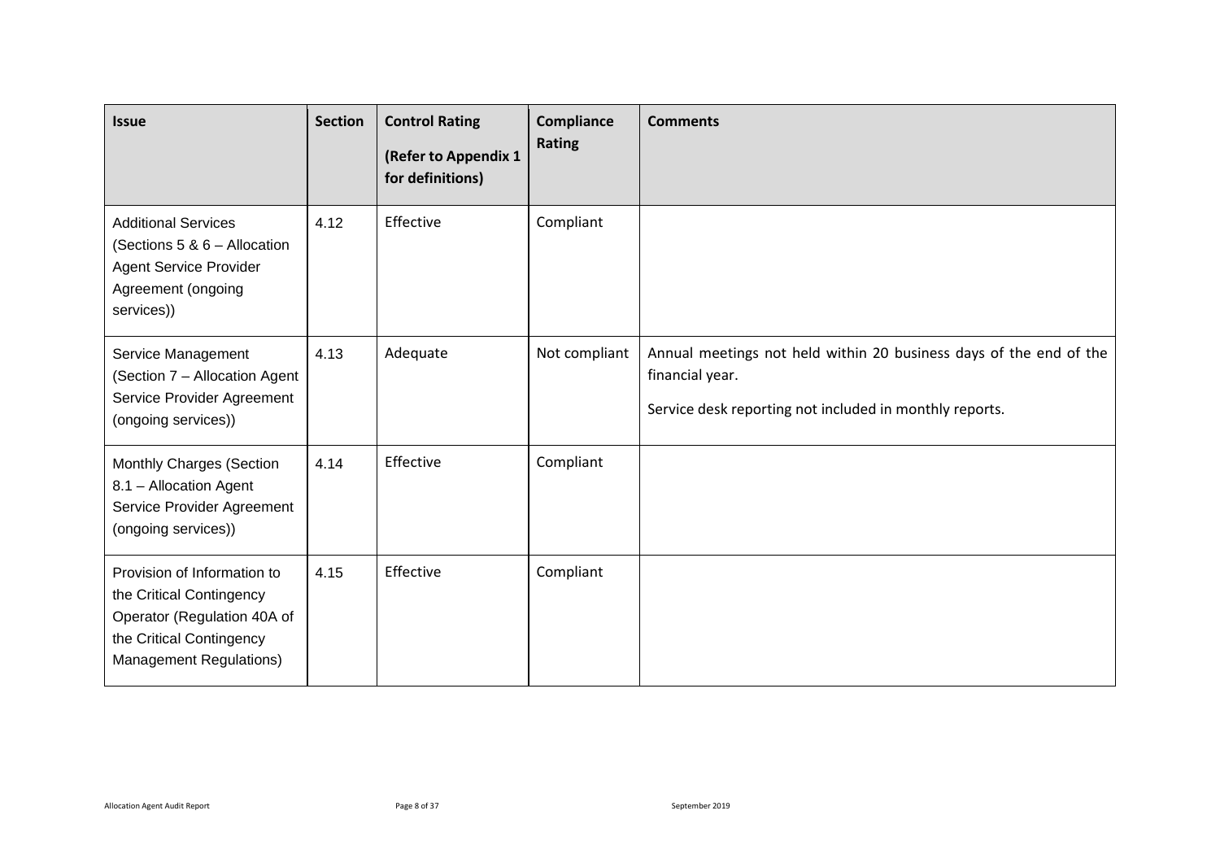| Issue | Section | Control Rating (Refer to Appendix 1 for definitions) | Compliance Rating | Comments |
|---|---|---|---|---|
| Additional Services (Sections 5 & 6 – Allocation Agent Service Provider Agreement (ongoing services)) | 4.12 | Effective | Compliant | |
| Service Management (Section 7 – Allocation Agent Service Provider Agreement (ongoing services)) | 4.13 | Adequate | Not compliant | Annual meetings not held within 20 business days of the end of the financial year.<br><br>Service desk reporting not included in monthly reports. |
| Monthly Charges (Section 8.1 – Allocation Agent Service Provider Agreement (ongoing services)) | 4.14 | Effective | Compliant | |
| Provision of Information to the Critical Contingency Operator (Regulation 40A of the Critical Contingency Management Regulations) | 4.15 | Effective | Compliant | |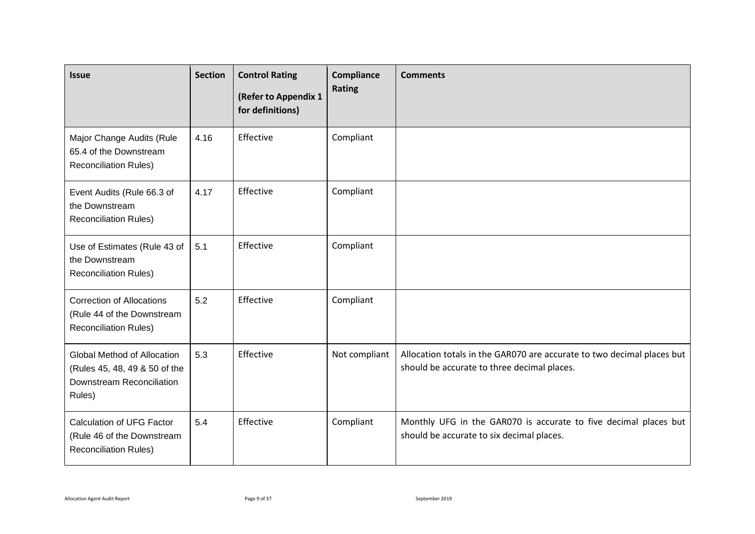| Issue | Section | Control Rating (Refer to Appendix 1 for definitions) | Compliance Rating | Comments |
|---|---|---|---|---|
| Major Change Audits (Rule 65.4 of the Downstream Reconciliation Rules) | 4.16 | Effective | Compliant | |
| Event Audits (Rule 66.3 of the Downstream Reconciliation Rules) | 4.17 | Effective | Compliant | |
| Use of Estimates (Rule 43 of the Downstream Reconciliation Rules) | 5.1 | Effective | Compliant | |
| Correction of Allocations (Rule 44 of the Downstream Reconciliation Rules) | 5.2 | Effective | Compliant | |
| Global Method of Allocation (Rules 45, 48, 49 & 50 of the Downstream Reconciliation Rules) | 5.3 | Effective | Not compliant | Allocation totals in the GAR070 are accurate to two decimal places but should be accurate to three decimal places. |
| Calculation of UFG Factor (Rule 46 of the Downstream Reconciliation Rules) | 5.4 | Effective | Compliant | Monthly UFG in the GAR070 is accurate to five decimal places but should be accurate to six decimal places. |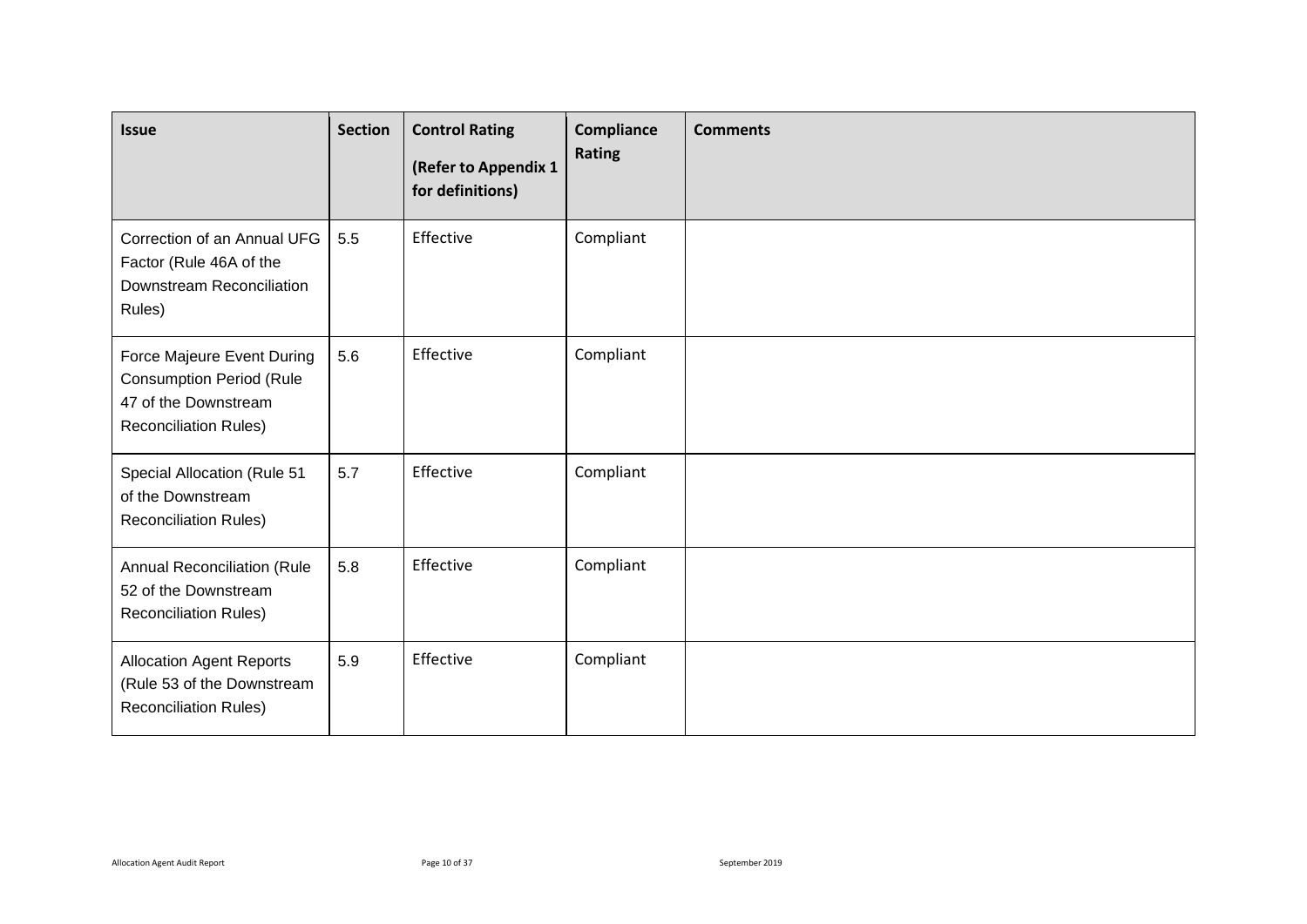| Issue | Section | Control Rating (Refer to Appendix 1 for definitions) | Compliance Rating | Comments |
|---|---|---|---|---|
| Correction of an Annual UFG Factor (Rule 46A of the Downstream Reconciliation Rules) | 5.5 | Effective | Compliant | |
| Force Majeure Event During Consumption Period (Rule 47 of the Downstream Reconciliation Rules) | 5.6 | Effective | Compliant | |
| Special Allocation (Rule 51 of the Downstream Reconciliation Rules) | 5.7 | Effective | Compliant | |
| Annual Reconciliation (Rule 52 of the Downstream Reconciliation Rules) | 5.8 | Effective | Compliant | |
| Allocation Agent Reports (Rule 53 of the Downstream Reconciliation Rules) | 5.9 | Effective | Compliant | |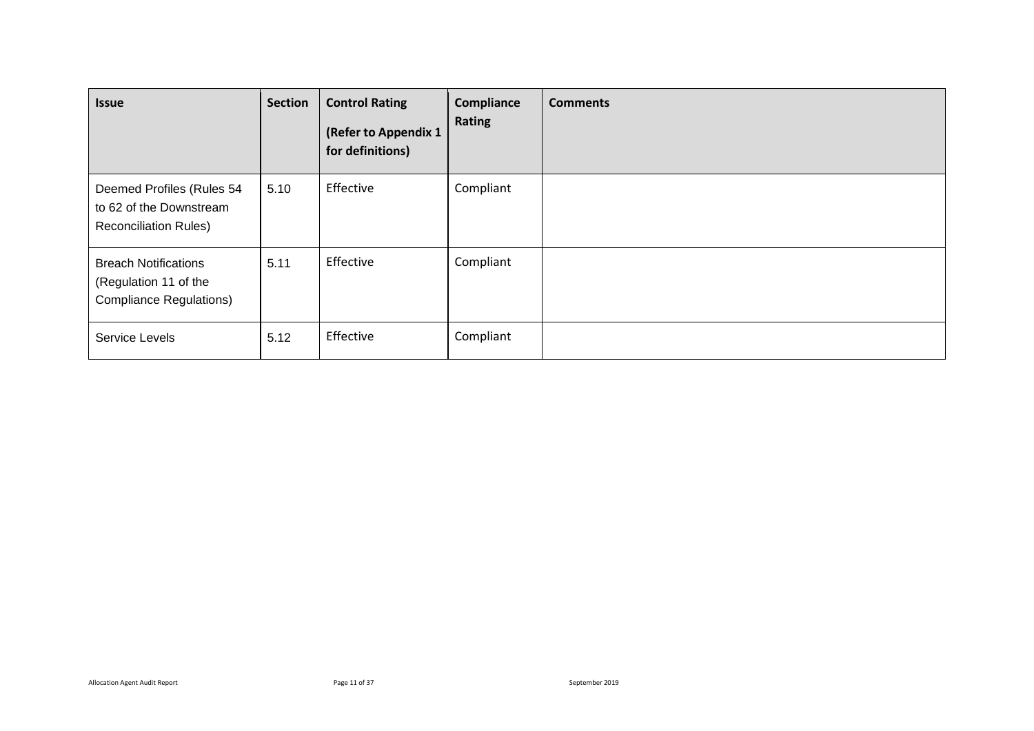| Issue | Section | Control Rating (Refer to Appendix 1 for definitions) | Compliance Rating | Comments |
| --- | --- | --- | --- | --- |
| Deemed Profiles (Rules 54 to 62 of the Downstream Reconciliation Rules) | 5.10 | Effective | Compliant | |
| Breach Notifications (Regulation 11 of the Compliance Regulations) | 5.11 | Effective | Compliant | |
| Service Levels | 5.12 | Effective | Compliant | |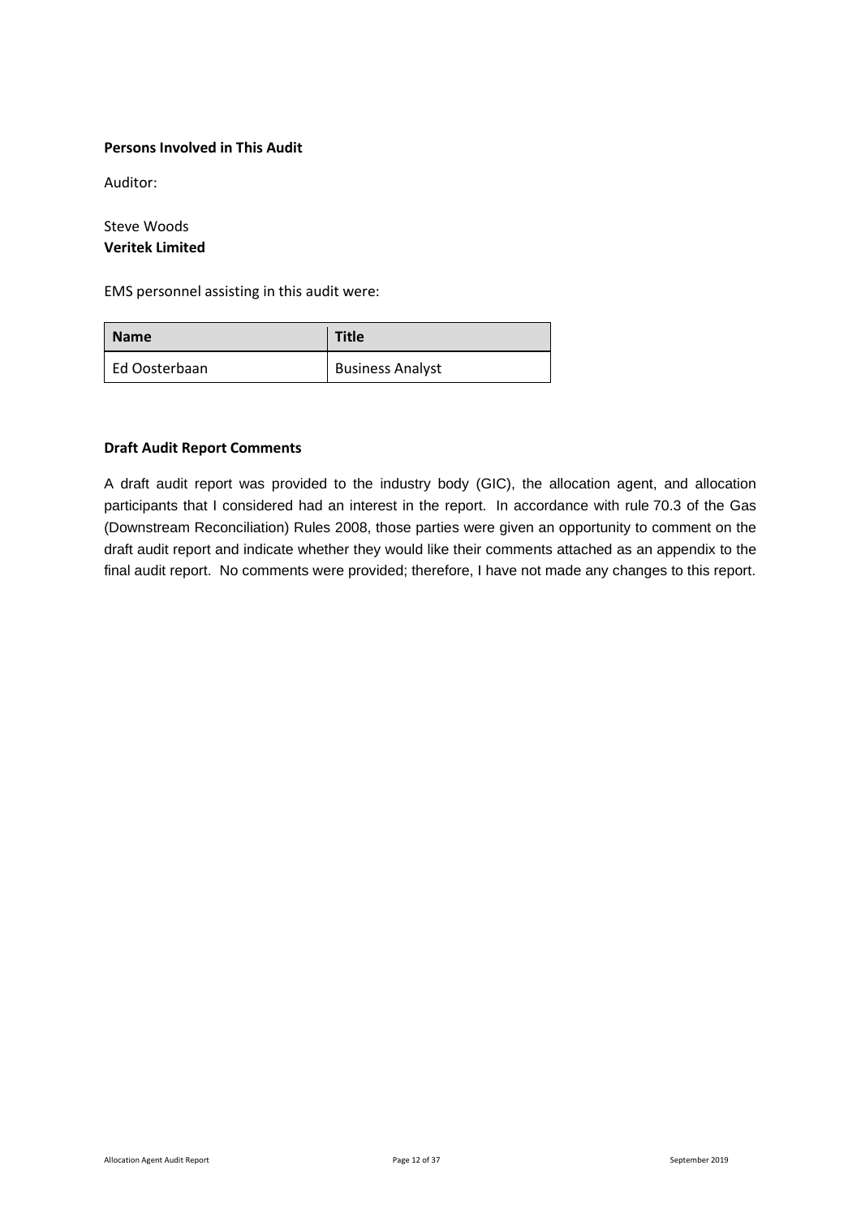**Persons Involved in This Audit**

Auditor:

Steve Woods
**Veritek Limited**

EMS personnel assisting in this audit were:

| Name | Title |
| --- | --- |
| Ed Oosterbaan | Business Analyst |

**Draft Audit Report Comments**

A draft audit report was provided to the industry body (GIC), the allocation agent, and allocation participants that I considered had an interest in the report. In accordance with rule 70.3 of the Gas (Downstream Reconciliation) Rules 2008, those parties were given an opportunity to comment on the draft audit report and indicate whether they would like their comments attached as an appendix to the final audit report. No comments were provided; therefore, I have not made any changes to this report.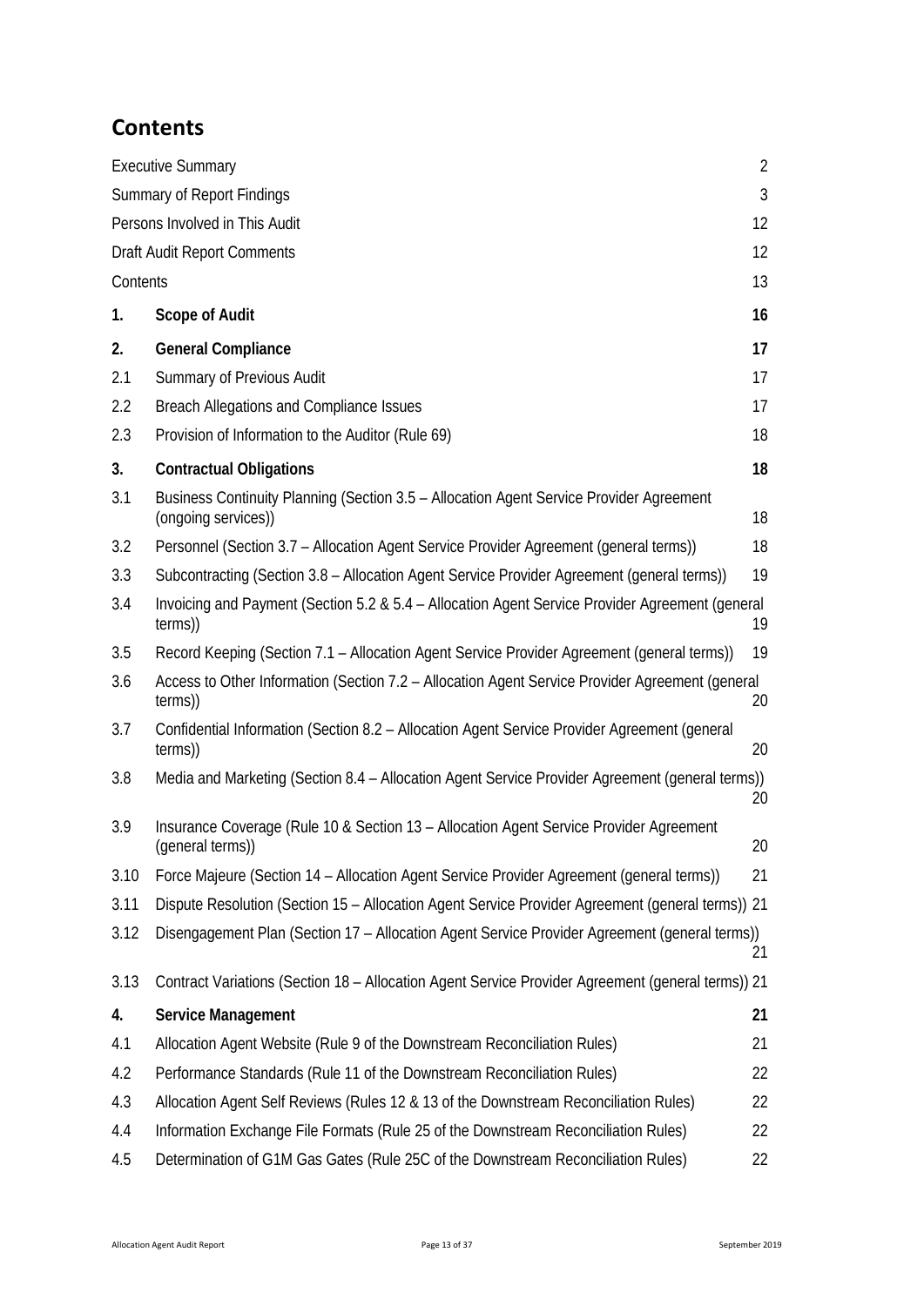## Contents

| | | |
|---|---|---|
| Executive Summary | | 2 |
| Summary of Report Findings | | 3 |
| Persons Involved in This Audit | | 12 |
| Draft Audit Report Comments | | 12 |
| Contents | | 13 |
| **1.** | **Scope of Audit** | **16** |
| **2.** | **General Compliance** | **17** |
| 2.1 | Summary of Previous Audit | 17 |
| 2.2 | Breach Allegations and Compliance Issues | 17 |
| 2.3 | Provision of Information to the Auditor (Rule 69) | 18 |
| **3.** | **Contractual Obligations** | **18** |
| 3.1 | Business Continuity Planning (Section 3.5 – Allocation Agent Service Provider Agreement (ongoing services)) | 18 |
| 3.2 | Personnel (Section 3.7 – Allocation Agent Service Provider Agreement (general terms)) | 18 |
| 3.3 | Subcontracting (Section 3.8 – Allocation Agent Service Provider Agreement (general terms)) | 19 |
| 3.4 | Invoicing and Payment (Section 5.2 & 5.4 – Allocation Agent Service Provider Agreement (general terms)) | 19 |
| 3.5 | Record Keeping (Section 7.1 – Allocation Agent Service Provider Agreement (general terms)) | 19 |
| 3.6 | Access to Other Information (Section 7.2 – Allocation Agent Service Provider Agreement (general terms)) | 20 |
| 3.7 | Confidential Information (Section 8.2 – Allocation Agent Service Provider Agreement (general terms)) | 20 |
| 3.8 | Media and Marketing (Section 8.4 – Allocation Agent Service Provider Agreement (general terms)) | 20 |
| 3.9 | Insurance Coverage (Rule 10 & Section 13 – Allocation Agent Service Provider Agreement (general terms)) | 20 |
| 3.10 | Force Majeure (Section 14 – Allocation Agent Service Provider Agreement (general terms)) | 21 |
| 3.11 | Dispute Resolution (Section 15 – Allocation Agent Service Provider Agreement (general terms)) | 21 |
| 3.12 | Disengagement Plan (Section 17 – Allocation Agent Service Provider Agreement (general terms)) | 21 |
| 3.13 | Contract Variations (Section 18 – Allocation Agent Service Provider Agreement (general terms)) | 21 |
| **4.** | **Service Management** | **21** |
| 4.1 | Allocation Agent Website (Rule 9 of the Downstream Reconciliation Rules) | 21 |
| 4.2 | Performance Standards (Rule 11 of the Downstream Reconciliation Rules) | 22 |
| 4.3 | Allocation Agent Self Reviews (Rules 12 & 13 of the Downstream Reconciliation Rules) | 22 |
| 4.4 | Information Exchange File Formats (Rule 25 of the Downstream Reconciliation Rules) | 22 |
| 4.5 | Determination of G1M Gas Gates (Rule 25C of the Downstream Reconciliation Rules) | 22 |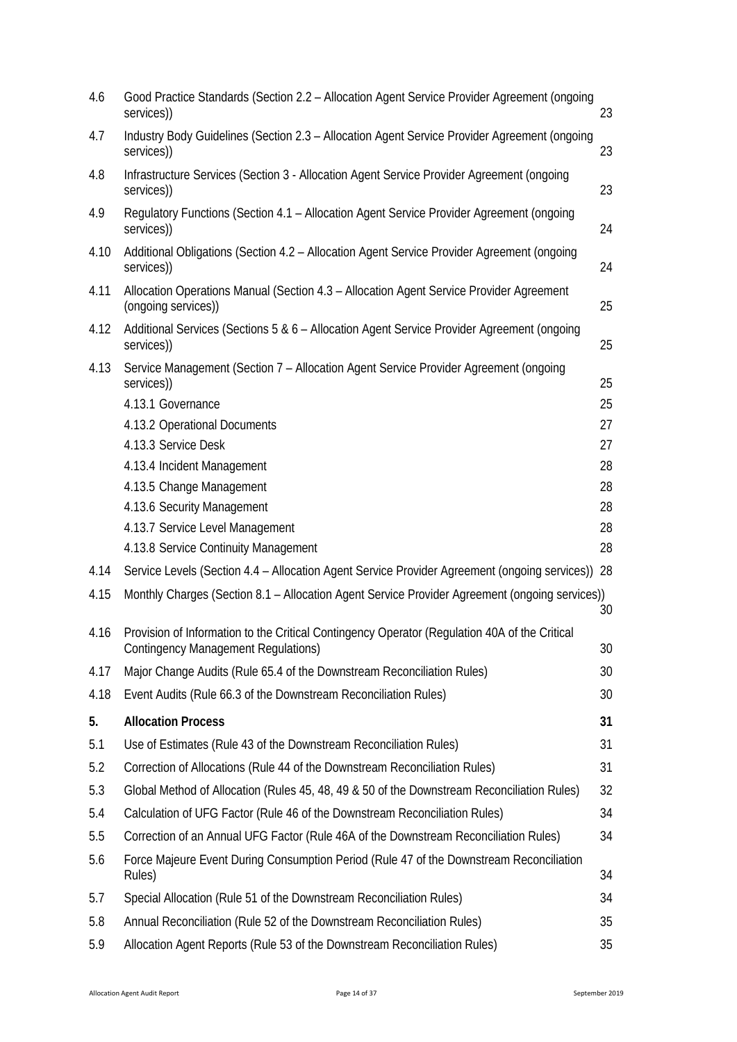| | | |
|---|---|---|
| 4.6 | Good Practice Standards (Section 2.2 – Allocation Agent Service Provider Agreement (ongoing services)) | 23 |
| 4.7 | Industry Body Guidelines (Section 2.3 – Allocation Agent Service Provider Agreement (ongoing services)) | 23 |
| 4.8 | Infrastructure Services (Section 3 - Allocation Agent Service Provider Agreement (ongoing services)) | 23 |
| 4.9 | Regulatory Functions (Section 4.1 – Allocation Agent Service Provider Agreement (ongoing services)) | 24 |
| 4.10 | Additional Obligations (Section 4.2 – Allocation Agent Service Provider Agreement (ongoing services)) | 24 |
| 4.11 | Allocation Operations Manual (Section 4.3 – Allocation Agent Service Provider Agreement (ongoing services)) | 25 |
| 4.12 | Additional Services (Sections 5 & 6 – Allocation Agent Service Provider Agreement (ongoing services)) | 25 |
| 4.13 | Service Management (Section 7 – Allocation Agent Service Provider Agreement (ongoing services)) | 25 |
| | 4.13.1 Governance | 25 |
| | 4.13.2 Operational Documents | 27 |
| | 4.13.3 Service Desk | 27 |
| | 4.13.4 Incident Management | 28 |
| | 4.13.5 Change Management | 28 |
| | 4.13.6 Security Management | 28 |
| | 4.13.7 Service Level Management | 28 |
| | 4.13.8 Service Continuity Management | 28 |
| 4.14 | Service Levels (Section 4.4 – Allocation Agent Service Provider Agreement (ongoing services)) | 28 |
| 4.15 | Monthly Charges (Section 8.1 – Allocation Agent Service Provider Agreement (ongoing services)) | 30 |
| 4.16 | Provision of Information to the Critical Contingency Operator (Regulation 40A of the Critical Contingency Management Regulations) | 30 |
| 4.17 | Major Change Audits (Rule 65.4 of the Downstream Reconciliation Rules) | 30 |
| 4.18 | Event Audits (Rule 66.3 of the Downstream Reconciliation Rules) | 30 |
| **5.** | **Allocation Process** | **31** |
| 5.1 | Use of Estimates (Rule 43 of the Downstream Reconciliation Rules) | 31 |
| 5.2 | Correction of Allocations (Rule 44 of the Downstream Reconciliation Rules) | 31 |
| 5.3 | Global Method of Allocation (Rules 45, 48, 49 & 50 of the Downstream Reconciliation Rules) | 32 |
| 5.4 | Calculation of UFG Factor (Rule 46 of the Downstream Reconciliation Rules) | 34 |
| 5.5 | Correction of an Annual UFG Factor (Rule 46A of the Downstream Reconciliation Rules) | 34 |
| 5.6 | Force Majeure Event During Consumption Period (Rule 47 of the Downstream Reconciliation Rules) | 34 |
| 5.7 | Special Allocation (Rule 51 of the Downstream Reconciliation Rules) | 34 |
| 5.8 | Annual Reconciliation (Rule 52 of the Downstream Reconciliation Rules) | 35 |
| 5.9 | Allocation Agent Reports (Rule 53 of the Downstream Reconciliation Rules) | 35 |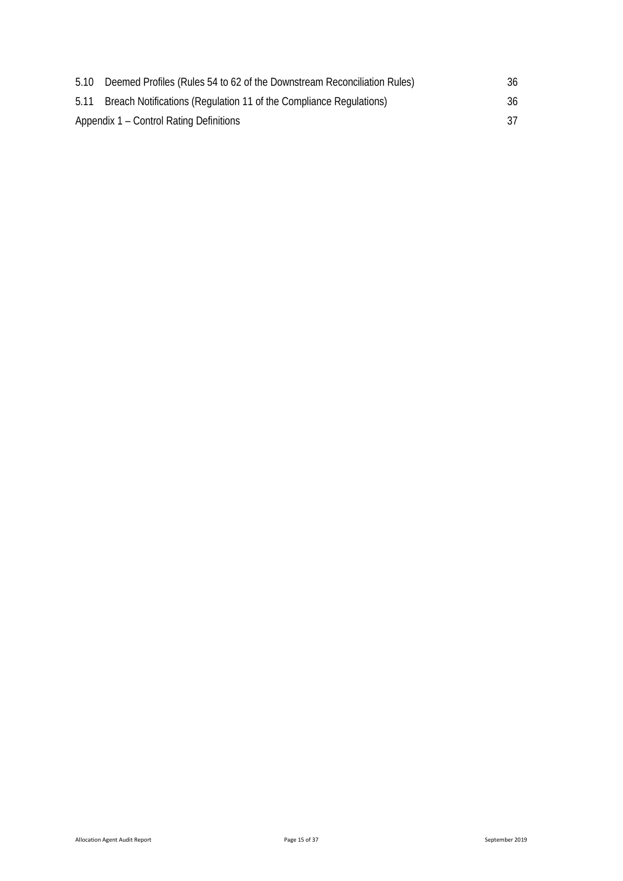| | | |
|---|---|---|
| 5.10 | Deemed Profiles (Rules 54 to 62 of the Downstream Reconciliation Rules) | 36 |
| 5.11 | Breach Notifications (Regulation 11 of the Compliance Regulations) | 36 |
| Appendix 1 – Control Rating Definitions | | 37 |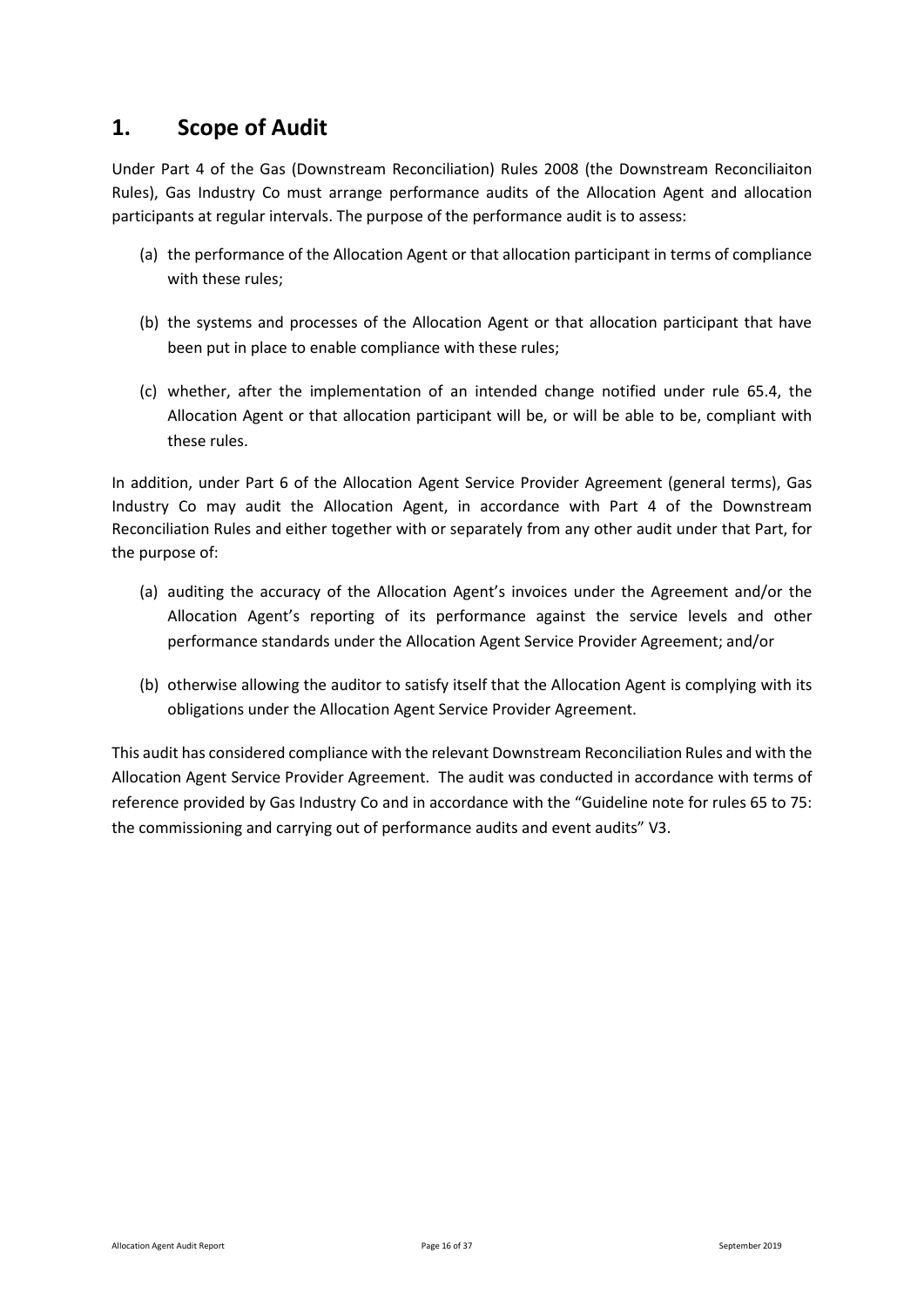# 1. Scope of Audit

Under Part 4 of the Gas (Downstream Reconciliation) Rules 2008 (the Downstream Reconciliaiton Rules), Gas Industry Co must arrange performance audits of the Allocation Agent and allocation participants at regular intervals. The purpose of the performance audit is to assess:

(a) the performance of the Allocation Agent or that allocation participant in terms of compliance with these rules;

(b) the systems and processes of the Allocation Agent or that allocation participant that have been put in place to enable compliance with these rules;

(c) whether, after the implementation of an intended change notified under rule 65.4, the Allocation Agent or that allocation participant will be, or will be able to be, compliant with these rules.

In addition, under Part 6 of the Allocation Agent Service Provider Agreement (general terms), Gas Industry Co may audit the Allocation Agent, in accordance with Part 4 of the Downstream Reconciliation Rules and either together with or separately from any other audit under that Part, for the purpose of:

(a) auditing the accuracy of the Allocation Agent's invoices under the Agreement and/or the Allocation Agent's reporting of its performance against the service levels and other performance standards under the Allocation Agent Service Provider Agreement; and/or

(b) otherwise allowing the auditor to satisfy itself that the Allocation Agent is complying with its obligations under the Allocation Agent Service Provider Agreement.

This audit has considered compliance with the relevant Downstream Reconciliation Rules and with the Allocation Agent Service Provider Agreement. The audit was conducted in accordance with terms of reference provided by Gas Industry Co and in accordance with the "Guideline note for rules 65 to 75: the commissioning and carrying out of performance audits and event audits" V3.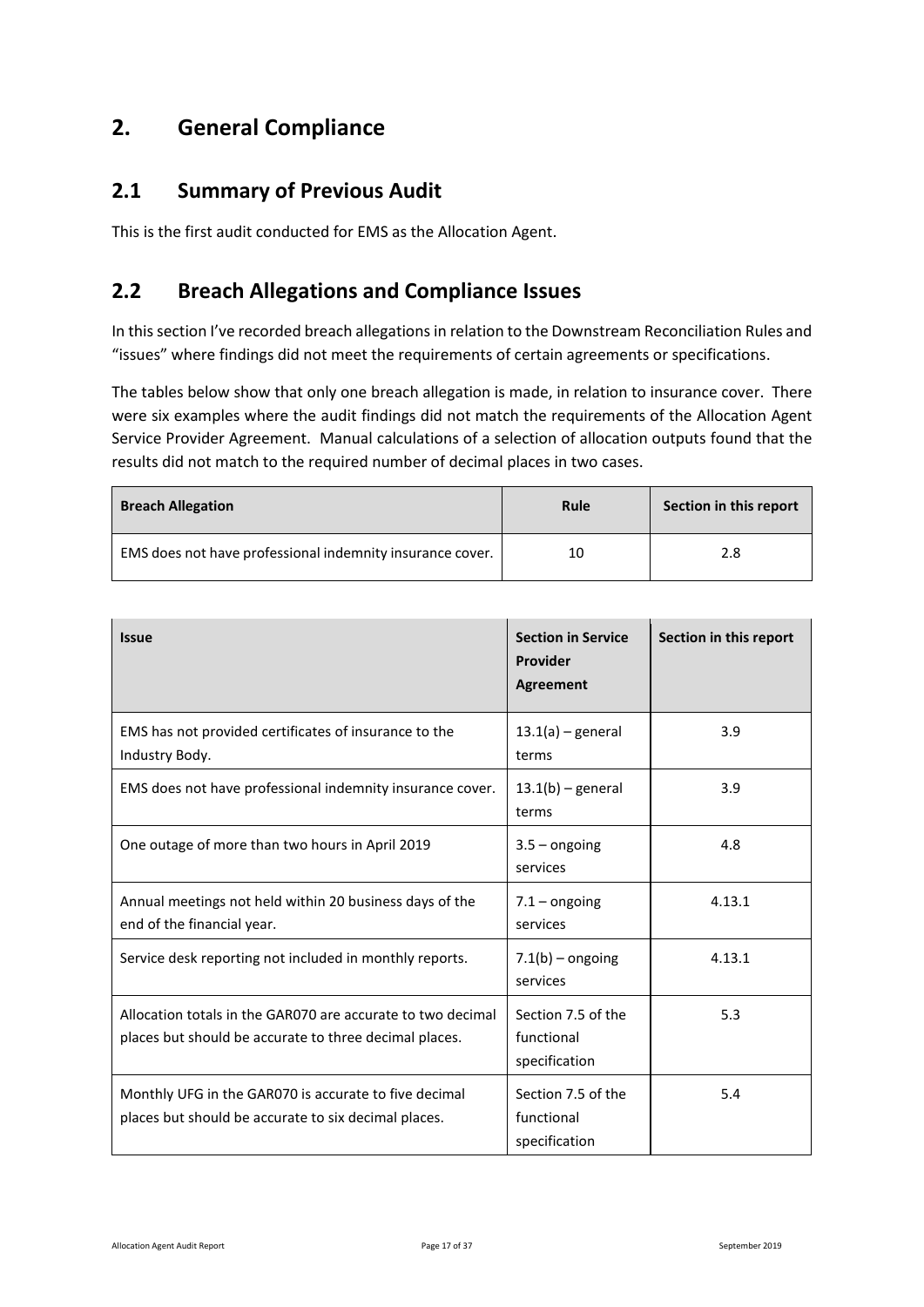# 2. General Compliance

## 2.1 Summary of Previous Audit

This is the first audit conducted for EMS as the Allocation Agent.

## 2.2 Breach Allegations and Compliance Issues

In this section I've recorded breach allegations in relation to the Downstream Reconciliation Rules and "issues" where findings did not meet the requirements of certain agreements or specifications.

The tables below show that only one breach allegation is made, in relation to insurance cover. There were six examples where the audit findings did not match the requirements of the Allocation Agent Service Provider Agreement. Manual calculations of a selection of allocation outputs found that the results did not match to the required number of decimal places in two cases.

| Breach Allegation | Rule | Section in this report |
| --- | --- | --- |
| EMS does not have professional indemnity insurance cover. | 10 | 2.8 |

| Issue | Section in Service Provider Agreement | Section in this report |
| --- | --- | --- |
| EMS has not provided certificates of insurance to the Industry Body. | 13.1(a) – general terms | 3.9 |
| EMS does not have professional indemnity insurance cover. | 13.1(b) – general terms | 3.9 |
| One outage of more than two hours in April 2019 | 3.5 – ongoing services | 4.8 |
| Annual meetings not held within 20 business days of the end of the financial year. | 7.1 – ongoing services | 4.13.1 |
| Service desk reporting not included in monthly reports. | 7.1(b) – ongoing services | 4.13.1 |
| Allocation totals in the GAR070 are accurate to two decimal places but should be accurate to three decimal places. | Section 7.5 of the functional specification | 5.3 |
| Monthly UFG in the GAR070 is accurate to five decimal places but should be accurate to six decimal places. | Section 7.5 of the functional specification | 5.4 |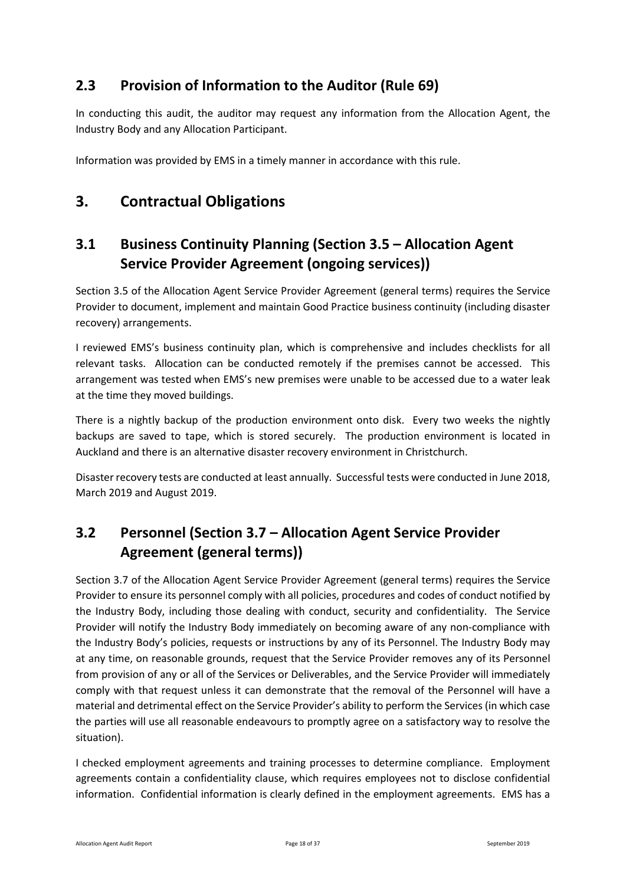## 2.3 Provision of Information to the Auditor (Rule 69)

In conducting this audit, the auditor may request any information from the Allocation Agent, the Industry Body and any Allocation Participant.

Information was provided by EMS in a timely manner in accordance with this rule.

# 3. Contractual Obligations

## 3.1 Business Continuity Planning (Section 3.5 – Allocation Agent Service Provider Agreement (ongoing services))

Section 3.5 of the Allocation Agent Service Provider Agreement (general terms) requires the Service Provider to document, implement and maintain Good Practice business continuity (including disaster recovery) arrangements.

I reviewed EMS's business continuity plan, which is comprehensive and includes checklists for all relevant tasks. Allocation can be conducted remotely if the premises cannot be accessed. This arrangement was tested when EMS's new premises were unable to be accessed due to a water leak at the time they moved buildings.

There is a nightly backup of the production environment onto disk. Every two weeks the nightly backups are saved to tape, which is stored securely. The production environment is located in Auckland and there is an alternative disaster recovery environment in Christchurch.

Disaster recovery tests are conducted at least annually. Successful tests were conducted in June 2018, March 2019 and August 2019.

## 3.2 Personnel (Section 3.7 – Allocation Agent Service Provider Agreement (general terms))

Section 3.7 of the Allocation Agent Service Provider Agreement (general terms) requires the Service Provider to ensure its personnel comply with all policies, procedures and codes of conduct notified by the Industry Body, including those dealing with conduct, security and confidentiality. The Service Provider will notify the Industry Body immediately on becoming aware of any non-compliance with the Industry Body's policies, requests or instructions by any of its Personnel. The Industry Body may at any time, on reasonable grounds, request that the Service Provider removes any of its Personnel from provision of any or all of the Services or Deliverables, and the Service Provider will immediately comply with that request unless it can demonstrate that the removal of the Personnel will have a material and detrimental effect on the Service Provider's ability to perform the Services (in which case the parties will use all reasonable endeavours to promptly agree on a satisfactory way to resolve the situation).

I checked employment agreements and training processes to determine compliance. Employment agreements contain a confidentiality clause, which requires employees not to disclose confidential information. Confidential information is clearly defined in the employment agreements. EMS has a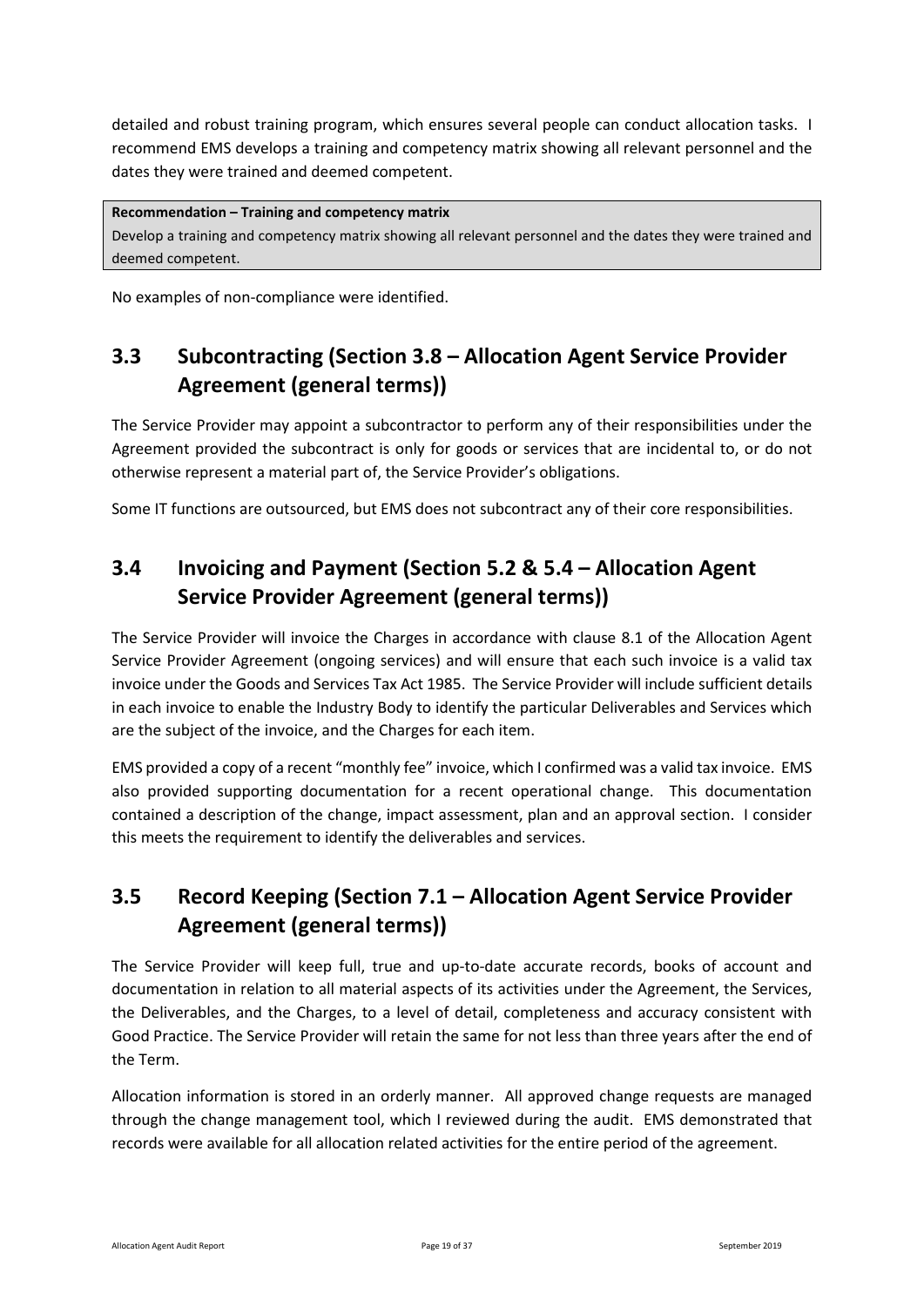detailed and robust training program, which ensures several people can conduct allocation tasks. I recommend EMS develops a training and competency matrix showing all relevant personnel and the dates they were trained and deemed competent.

| **Recommendation – Training and competency matrix** |
| --- |
| Develop a training and competency matrix showing all relevant personnel and the dates they were trained and deemed competent. |

No examples of non-compliance were identified.

## 3.3 Subcontracting (Section 3.8 – Allocation Agent Service Provider Agreement (general terms))

The Service Provider may appoint a subcontractor to perform any of their responsibilities under the Agreement provided the subcontract is only for goods or services that are incidental to, or do not otherwise represent a material part of, the Service Provider's obligations.

Some IT functions are outsourced, but EMS does not subcontract any of their core responsibilities.

## 3.4 Invoicing and Payment (Section 5.2 & 5.4 – Allocation Agent Service Provider Agreement (general terms))

The Service Provider will invoice the Charges in accordance with clause 8.1 of the Allocation Agent Service Provider Agreement (ongoing services) and will ensure that each such invoice is a valid tax invoice under the Goods and Services Tax Act 1985. The Service Provider will include sufficient details in each invoice to enable the Industry Body to identify the particular Deliverables and Services which are the subject of the invoice, and the Charges for each item.

EMS provided a copy of a recent "monthly fee" invoice, which I confirmed was a valid tax invoice. EMS also provided supporting documentation for a recent operational change. This documentation contained a description of the change, impact assessment, plan and an approval section. I consider this meets the requirement to identify the deliverables and services.

## 3.5 Record Keeping (Section 7.1 – Allocation Agent Service Provider Agreement (general terms))

The Service Provider will keep full, true and up-to-date accurate records, books of account and documentation in relation to all material aspects of its activities under the Agreement, the Services, the Deliverables, and the Charges, to a level of detail, completeness and accuracy consistent with Good Practice. The Service Provider will retain the same for not less than three years after the end of the Term.

Allocation information is stored in an orderly manner. All approved change requests are managed through the change management tool, which I reviewed during the audit. EMS demonstrated that records were available for all allocation related activities for the entire period of the agreement.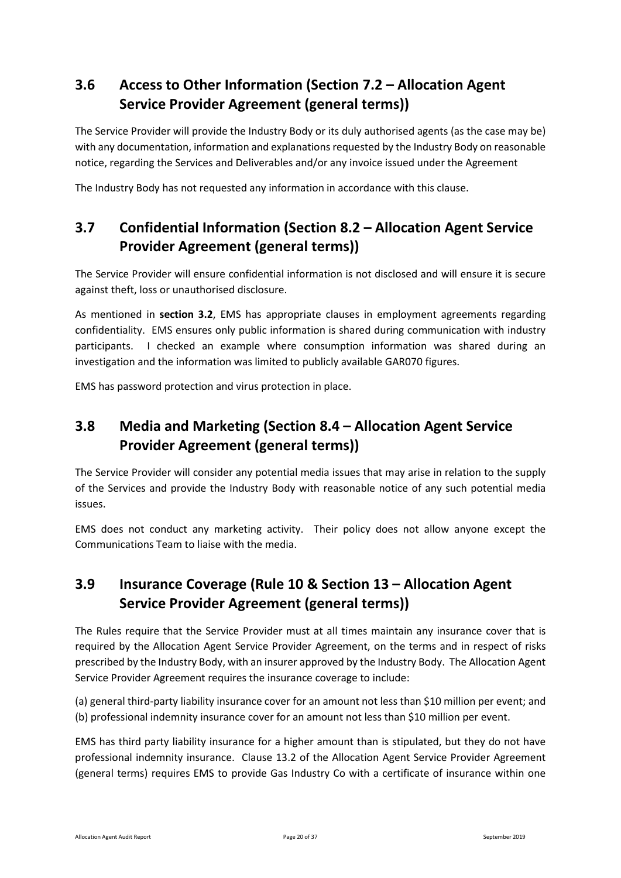## 3.6 Access to Other Information (Section 7.2 – Allocation Agent Service Provider Agreement (general terms))

The Service Provider will provide the Industry Body or its duly authorised agents (as the case may be) with any documentation, information and explanations requested by the Industry Body on reasonable notice, regarding the Services and Deliverables and/or any invoice issued under the Agreement

The Industry Body has not requested any information in accordance with this clause.

## 3.7 Confidential Information (Section 8.2 – Allocation Agent Service Provider Agreement (general terms))

The Service Provider will ensure confidential information is not disclosed and will ensure it is secure against theft, loss or unauthorised disclosure.

As mentioned in **section 3.2**, EMS has appropriate clauses in employment agreements regarding confidentiality. EMS ensures only public information is shared during communication with industry participants. I checked an example where consumption information was shared during an investigation and the information was limited to publicly available GAR070 figures.

EMS has password protection and virus protection in place.

## 3.8 Media and Marketing (Section 8.4 – Allocation Agent Service Provider Agreement (general terms))

The Service Provider will consider any potential media issues that may arise in relation to the supply of the Services and provide the Industry Body with reasonable notice of any such potential media issues.

EMS does not conduct any marketing activity. Their policy does not allow anyone except the Communications Team to liaise with the media.

## 3.9 Insurance Coverage (Rule 10 & Section 13 – Allocation Agent Service Provider Agreement (general terms))

The Rules require that the Service Provider must at all times maintain any insurance cover that is required by the Allocation Agent Service Provider Agreement, on the terms and in respect of risks prescribed by the Industry Body, with an insurer approved by the Industry Body. The Allocation Agent Service Provider Agreement requires the insurance coverage to include:

(a) general third-party liability insurance cover for an amount not less than $10 million per event; and
(b) professional indemnity insurance cover for an amount not less than $10 million per event.

EMS has third party liability insurance for a higher amount than is stipulated, but they do not have professional indemnity insurance. Clause 13.2 of the Allocation Agent Service Provider Agreement (general terms) requires EMS to provide Gas Industry Co with a certificate of insurance within one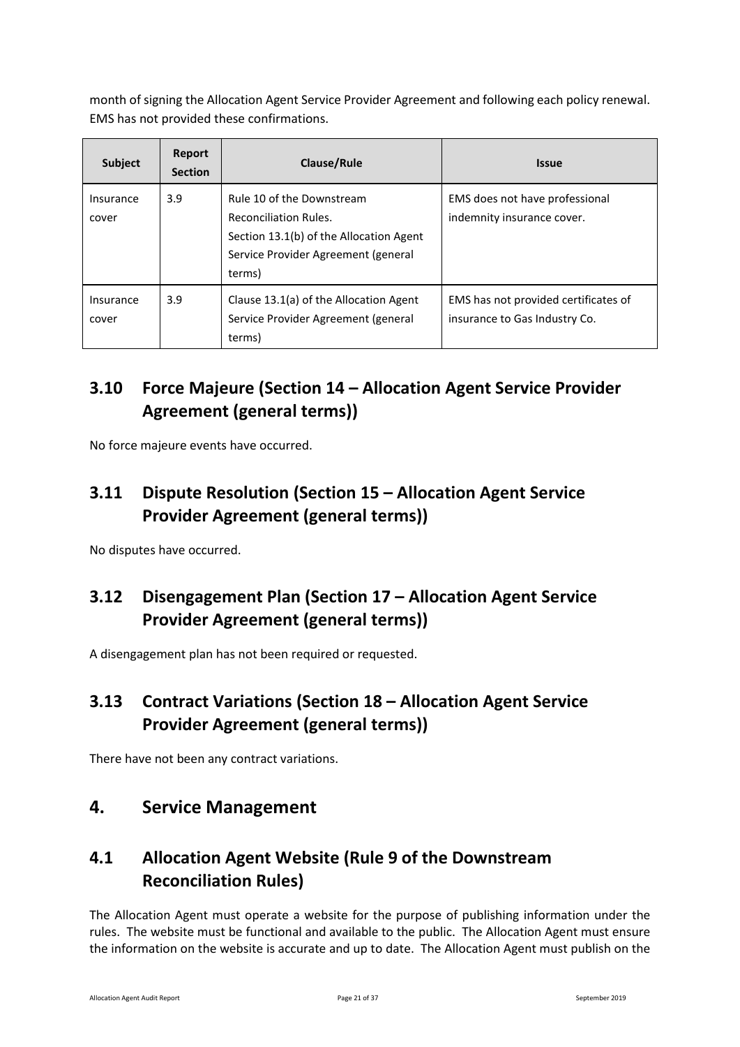month of signing the Allocation Agent Service Provider Agreement and following each policy renewal. EMS has not provided these confirmations.

| Subject | Report Section | Clause/Rule | Issue |
|---|---|---|---|
| Insurance cover | 3.9 | Rule 10 of the Downstream Reconciliation Rules.<br>Section 13.1(b) of the Allocation Agent Service Provider Agreement (general terms) | EMS does not have professional indemnity insurance cover. |
| Insurance cover | 3.9 | Clause 13.1(a) of the Allocation Agent Service Provider Agreement (general terms) | EMS has not provided certificates of insurance to Gas Industry Co. |

## 3.10 Force Majeure (Section 14 – Allocation Agent Service Provider Agreement (general terms))

No force majeure events have occurred.

## 3.11 Dispute Resolution (Section 15 – Allocation Agent Service Provider Agreement (general terms))

No disputes have occurred.

## 3.12 Disengagement Plan (Section 17 – Allocation Agent Service Provider Agreement (general terms))

A disengagement plan has not been required or requested.

## 3.13 Contract Variations (Section 18 – Allocation Agent Service Provider Agreement (general terms))

There have not been any contract variations.

# 4. Service Management

## 4.1 Allocation Agent Website (Rule 9 of the Downstream Reconciliation Rules)

The Allocation Agent must operate a website for the purpose of publishing information under the rules. The website must be functional and available to the public. The Allocation Agent must ensure the information on the website is accurate and up to date. The Allocation Agent must publish on the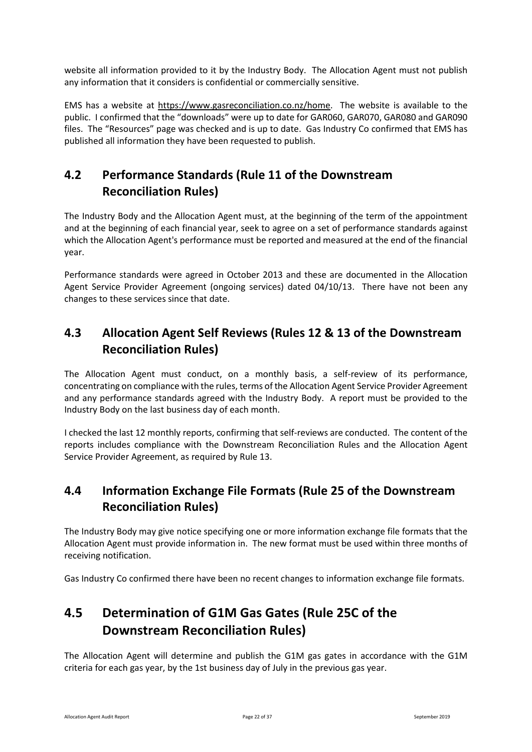website all information provided to it by the Industry Body. The Allocation Agent must not publish any information that it considers is confidential or commercially sensitive.

EMS has a website at https://www.gasreconciliation.co.nz/home. The website is available to the public. I confirmed that the "downloads" were up to date for GAR060, GAR070, GAR080 and GAR090 files. The "Resources" page was checked and is up to date. Gas Industry Co confirmed that EMS has published all information they have been requested to publish.

## 4.2 Performance Standards (Rule 11 of the Downstream Reconciliation Rules)

The Industry Body and the Allocation Agent must, at the beginning of the term of the appointment and at the beginning of each financial year, seek to agree on a set of performance standards against which the Allocation Agent's performance must be reported and measured at the end of the financial year.

Performance standards were agreed in October 2013 and these are documented in the Allocation Agent Service Provider Agreement (ongoing services) dated 04/10/13. There have not been any changes to these services since that date.

## 4.3 Allocation Agent Self Reviews (Rules 12 & 13 of the Downstream Reconciliation Rules)

The Allocation Agent must conduct, on a monthly basis, a self-review of its performance, concentrating on compliance with the rules, terms of the Allocation Agent Service Provider Agreement and any performance standards agreed with the Industry Body. A report must be provided to the Industry Body on the last business day of each month.

I checked the last 12 monthly reports, confirming that self-reviews are conducted. The content of the reports includes compliance with the Downstream Reconciliation Rules and the Allocation Agent Service Provider Agreement, as required by Rule 13.

## 4.4 Information Exchange File Formats (Rule 25 of the Downstream Reconciliation Rules)

The Industry Body may give notice specifying one or more information exchange file formats that the Allocation Agent must provide information in. The new format must be used within three months of receiving notification.

Gas Industry Co confirmed there have been no recent changes to information exchange file formats.

## 4.5 Determination of G1M Gas Gates (Rule 25C of the Downstream Reconciliation Rules)

The Allocation Agent will determine and publish the G1M gas gates in accordance with the G1M criteria for each gas year, by the 1st business day of July in the previous gas year.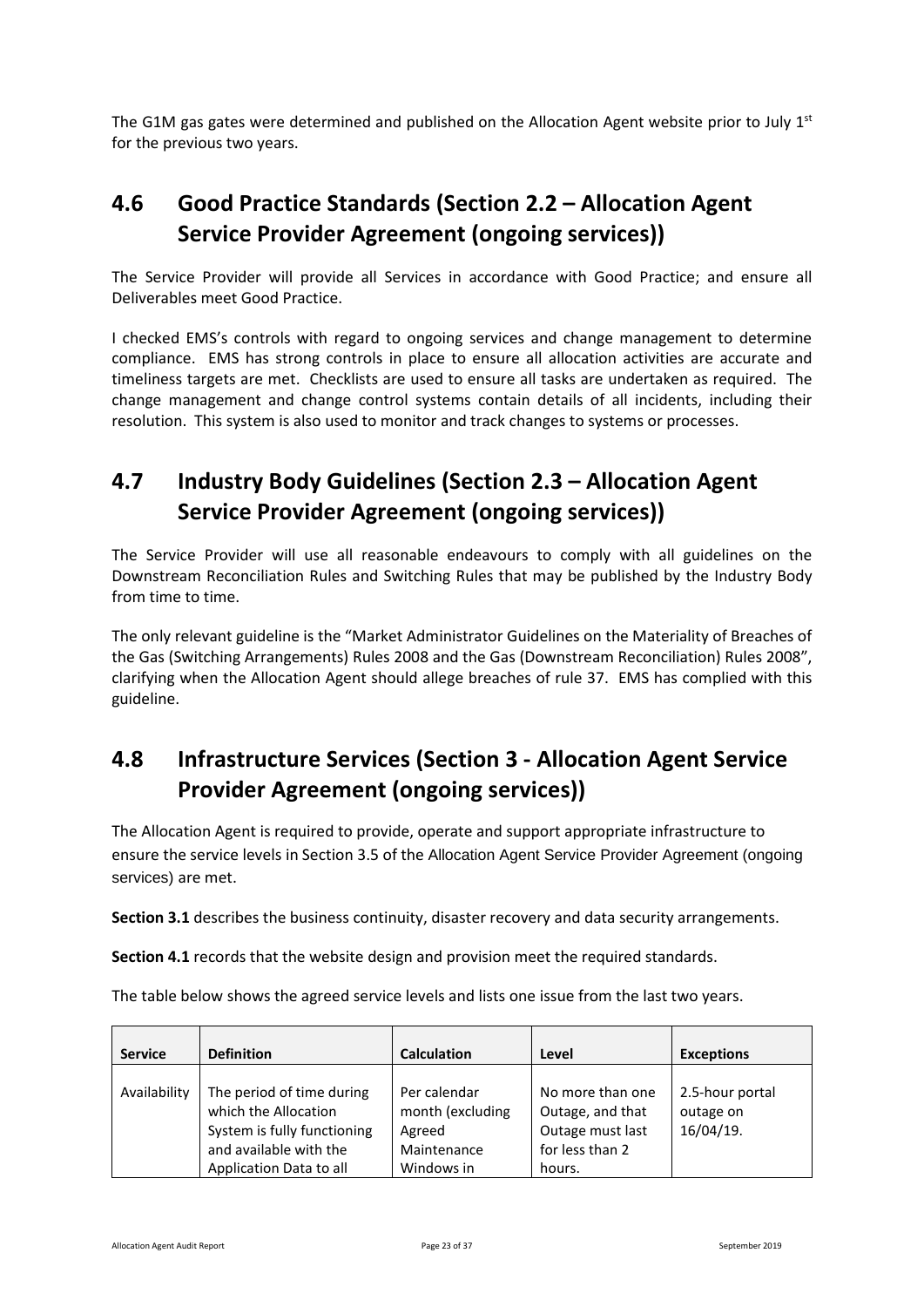The G1M gas gates were determined and published on the Allocation Agent website prior to July 1st for the previous two years.

## 4.6 Good Practice Standards (Section 2.2 – Allocation Agent Service Provider Agreement (ongoing services))

The Service Provider will provide all Services in accordance with Good Practice; and ensure all Deliverables meet Good Practice.

I checked EMS's controls with regard to ongoing services and change management to determine compliance. EMS has strong controls in place to ensure all allocation activities are accurate and timeliness targets are met. Checklists are used to ensure all tasks are undertaken as required. The change management and change control systems contain details of all incidents, including their resolution. This system is also used to monitor and track changes to systems or processes.

## 4.7 Industry Body Guidelines (Section 2.3 – Allocation Agent Service Provider Agreement (ongoing services))

The Service Provider will use all reasonable endeavours to comply with all guidelines on the Downstream Reconciliation Rules and Switching Rules that may be published by the Industry Body from time to time.

The only relevant guideline is the "Market Administrator Guidelines on the Materiality of Breaches of the Gas (Switching Arrangements) Rules 2008 and the Gas (Downstream Reconciliation) Rules 2008", clarifying when the Allocation Agent should allege breaches of rule 37. EMS has complied with this guideline.

## 4.8 Infrastructure Services (Section 3 - Allocation Agent Service Provider Agreement (ongoing services))

The Allocation Agent is required to provide, operate and support appropriate infrastructure to ensure the service levels in Section 3.5 of the Allocation Agent Service Provider Agreement (ongoing services) are met.

**Section 3.1** describes the business continuity, disaster recovery and data security arrangements.

**Section 4.1** records that the website design and provision meet the required standards.

The table below shows the agreed service levels and lists one issue from the last two years.

| Service | Definition | Calculation | Level | Exceptions |
|---|---|---|---|---|
| Availability | The period of time during which the Allocation System is fully functioning and available with the Application Data to all | Per calendar month (excluding Agreed Maintenance Windows in | No more than one Outage, and that Outage must last for less than 2 hours. | 2.5-hour portal outage on 16/04/19. |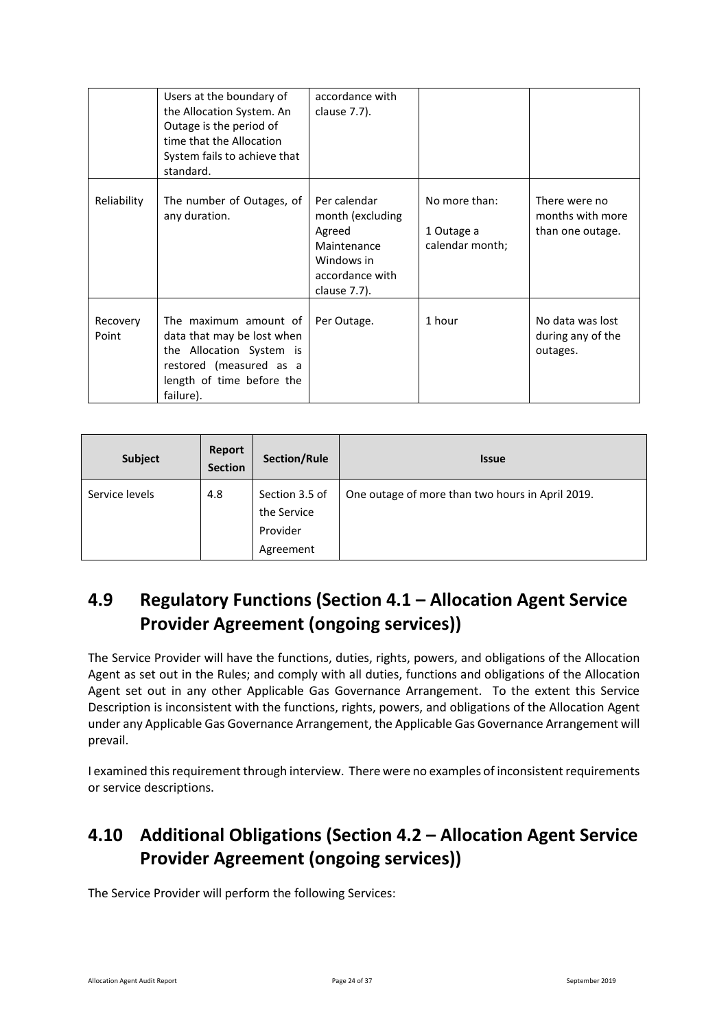|  | Users at the boundary of the Allocation System. An Outage is the period of time that the Allocation System fails to achieve that standard. | accordance with clause 7.7). |  |  |
| --- | --- | --- | --- | --- |
| Reliability | The number of Outages, of any duration. | Per calendar month (excluding Agreed Maintenance Windows in accordance with clause 7.7). | No more than: 1 Outage a calendar month; | There were no months with more than one outage. |
| Recovery Point | The maximum amount of data that may be lost when the Allocation System is restored (measured as a length of time before the failure). | Per Outage. | 1 hour | No data was lost during any of the outages. |

| Subject | Report Section | Section/Rule | Issue |
| --- | --- | --- | --- |
| Service levels | 4.8 | Section 3.5 of the Service Provider Agreement | One outage of more than two hours in April 2019. |

## 4.9 Regulatory Functions (Section 4.1 – Allocation Agent Service Provider Agreement (ongoing services))

The Service Provider will have the functions, duties, rights, powers, and obligations of the Allocation Agent as set out in the Rules; and comply with all duties, functions and obligations of the Allocation Agent set out in any other Applicable Gas Governance Arrangement. To the extent this Service Description is inconsistent with the functions, rights, powers, and obligations of the Allocation Agent under any Applicable Gas Governance Arrangement, the Applicable Gas Governance Arrangement will prevail.

I examined this requirement through interview. There were no examples of inconsistent requirements or service descriptions.

## 4.10 Additional Obligations (Section 4.2 – Allocation Agent Service Provider Agreement (ongoing services))

The Service Provider will perform the following Services: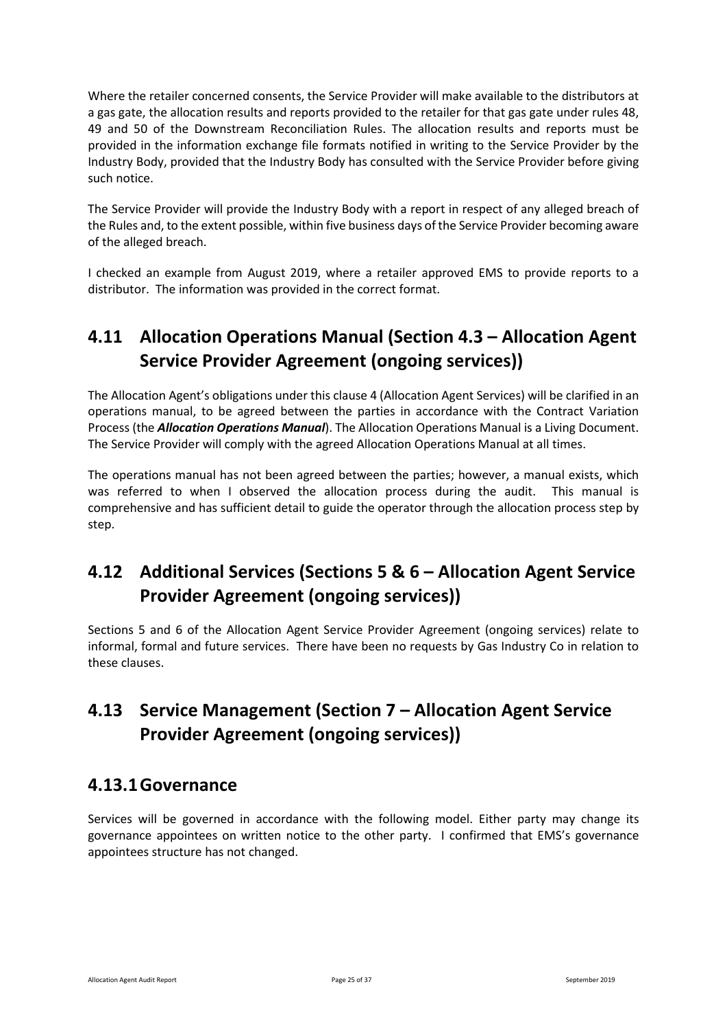Where the retailer concerned consents, the Service Provider will make available to the distributors at a gas gate, the allocation results and reports provided to the retailer for that gas gate under rules 48, 49 and 50 of the Downstream Reconciliation Rules. The allocation results and reports must be provided in the information exchange file formats notified in writing to the Service Provider by the Industry Body, provided that the Industry Body has consulted with the Service Provider before giving such notice.

The Service Provider will provide the Industry Body with a report in respect of any alleged breach of the Rules and, to the extent possible, within five business days of the Service Provider becoming aware of the alleged breach.

I checked an example from August 2019, where a retailer approved EMS to provide reports to a distributor. The information was provided in the correct format.

## 4.11 Allocation Operations Manual (Section 4.3 – Allocation Agent Service Provider Agreement (ongoing services))

The Allocation Agent's obligations under this clause 4 (Allocation Agent Services) will be clarified in an operations manual, to be agreed between the parties in accordance with the Contract Variation Process (the ***Allocation Operations Manual***). The Allocation Operations Manual is a Living Document. The Service Provider will comply with the agreed Allocation Operations Manual at all times.

The operations manual has not been agreed between the parties; however, a manual exists, which was referred to when I observed the allocation process during the audit. This manual is comprehensive and has sufficient detail to guide the operator through the allocation process step by step.

## 4.12 Additional Services (Sections 5 & 6 – Allocation Agent Service Provider Agreement (ongoing services))

Sections 5 and 6 of the Allocation Agent Service Provider Agreement (ongoing services) relate to informal, formal and future services. There have been no requests by Gas Industry Co in relation to these clauses.

## 4.13 Service Management (Section 7 – Allocation Agent Service Provider Agreement (ongoing services))

### 4.13.1 Governance

Services will be governed in accordance with the following model. Either party may change its governance appointees on written notice to the other party. I confirmed that EMS's governance appointees structure has not changed.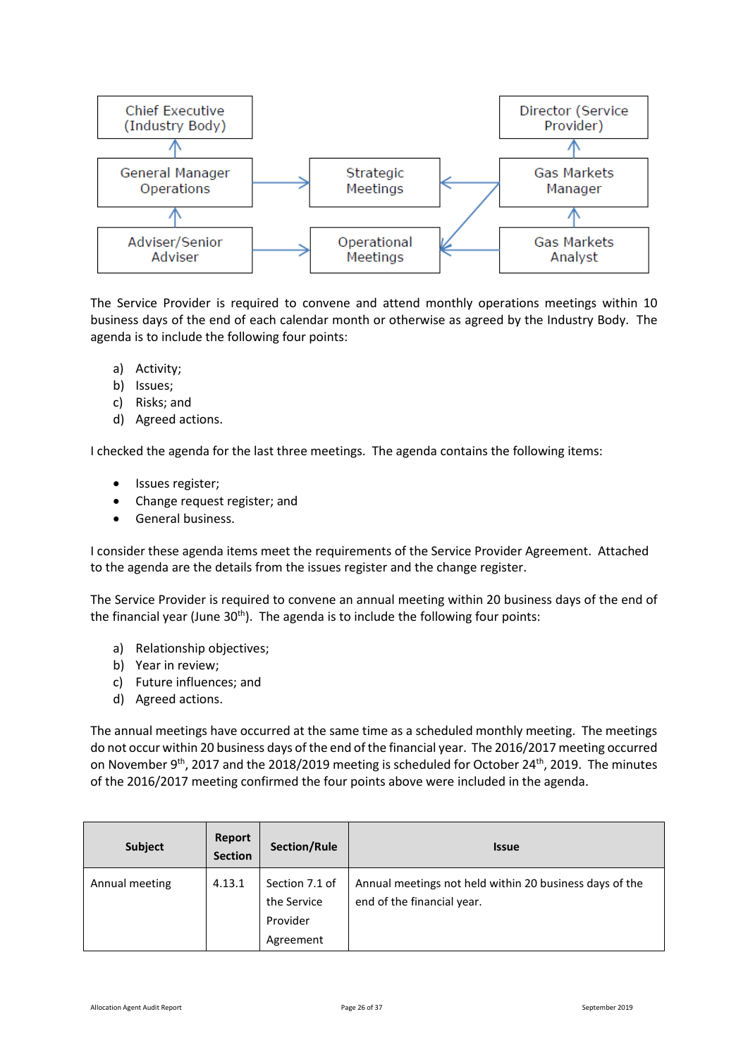Chief Executive (Industry Body)

General Manager Operations

Adviser/Senior Adviser

Strategic Meetings

Operational Meetings

Director (Service Provider)

Gas Markets Manager

Gas Markets Analyst

The Service Provider is required to convene and attend monthly operations meetings within 10 business days of the end of each calendar month or otherwise as agreed by the Industry Body. The agenda is to include the following four points:

a) Activity;
b) Issues;
c) Risks; and
d) Agreed actions.

I checked the agenda for the last three meetings. The agenda contains the following items:

- Issues register;
- Change request register; and
- General business.

I consider these agenda items meet the requirements of the Service Provider Agreement. Attached to the agenda are the details from the issues register and the change register.

The Service Provider is required to convene an annual meeting within 20 business days of the end of the financial year (June 30th). The agenda is to include the following four points:

a) Relationship objectives;
b) Year in review;
c) Future influences; and
d) Agreed actions.

The annual meetings have occurred at the same time as a scheduled monthly meeting. The meetings do not occur within 20 business days of the end of the financial year. The 2016/2017 meeting occurred on November 9th, 2017 and the 2018/2019 meeting is scheduled for October 24th, 2019. The minutes of the 2016/2017 meeting confirmed the four points above were included in the agenda.

| Subject | Report Section | Section/Rule | Issue |
|---|---|---|---|
| Annual meeting | 4.13.1 | Section 7.1 of the Service Provider Agreement | Annual meetings not held within 20 business days of the end of the financial year. |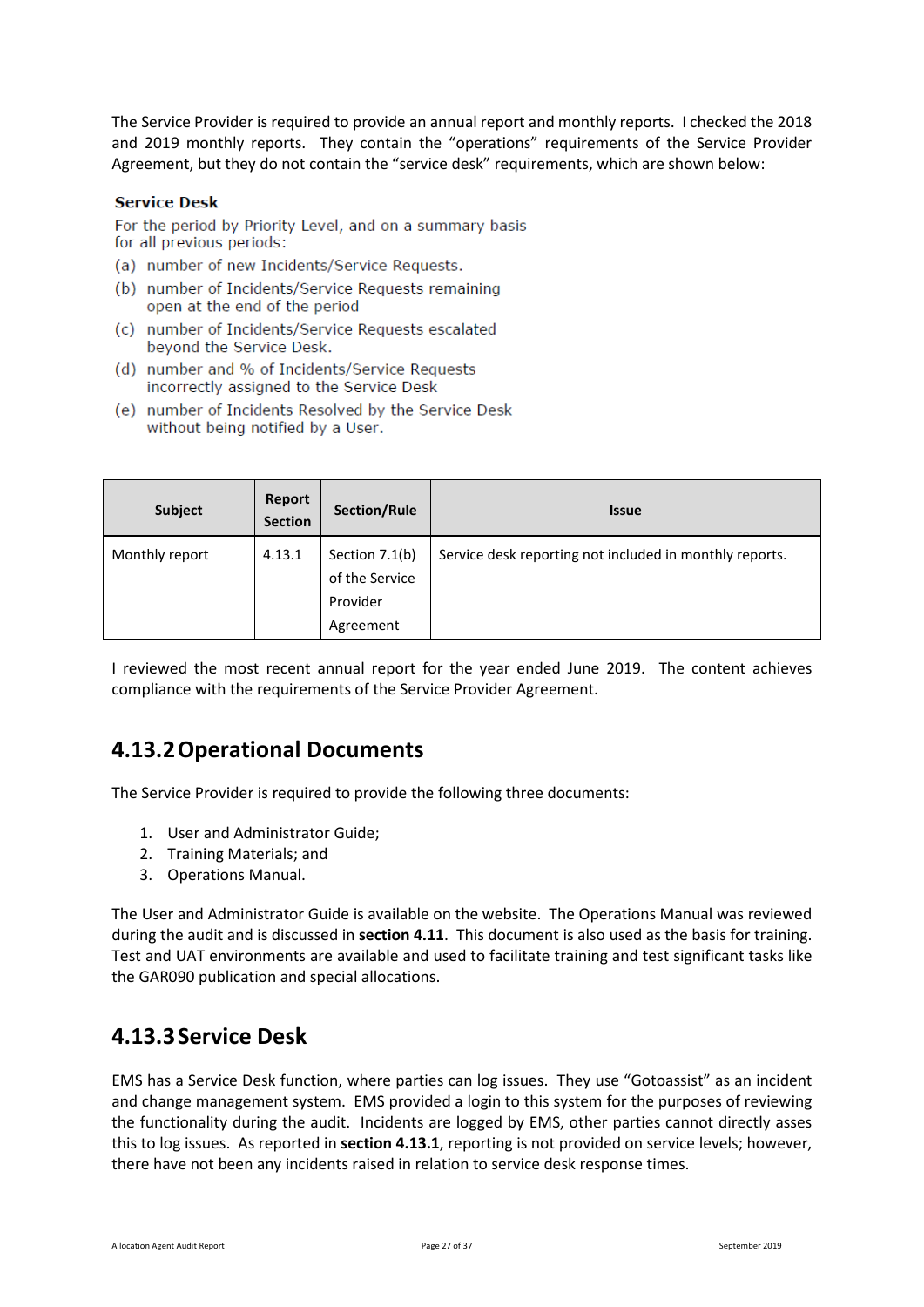The Service Provider is required to provide an annual report and monthly reports. I checked the 2018 and 2019 monthly reports. They contain the "operations" requirements of the Service Provider Agreement, but they do not contain the "service desk" requirements, which are shown below:

**Service Desk**

For the period by Priority Level, and on a summary basis for all previous periods:

(a) number of new Incidents/Service Requests.

(b) number of Incidents/Service Requests remaining open at the end of the period

(c) number of Incidents/Service Requests escalated beyond the Service Desk.

(d) number and % of Incidents/Service Requests incorrectly assigned to the Service Desk

(e) number of Incidents Resolved by the Service Desk without being notified by a User.

| Subject | Report Section | Section/Rule | Issue |
|---|---|---|---|
| Monthly report | 4.13.1 | Section 7.1(b) of the Service Provider Agreement | Service desk reporting not included in monthly reports. |

I reviewed the most recent annual report for the year ended June 2019. The content achieves compliance with the requirements of the Service Provider Agreement.

## 4.13.2 Operational Documents

The Service Provider is required to provide the following three documents:

1. User and Administrator Guide;
2. Training Materials; and
3. Operations Manual.

The User and Administrator Guide is available on the website. The Operations Manual was reviewed during the audit and is discussed in **section 4.11**. This document is also used as the basis for training. Test and UAT environments are available and used to facilitate training and test significant tasks like the GAR090 publication and special allocations.

## 4.13.3 Service Desk

EMS has a Service Desk function, where parties can log issues. They use "Gotoassist" as an incident and change management system. EMS provided a login to this system for the purposes of reviewing the functionality during the audit. Incidents are logged by EMS, other parties cannot directly asses this to log issues. As reported in **section 4.13.1**, reporting is not provided on service levels; however, there have not been any incidents raised in relation to service desk response times.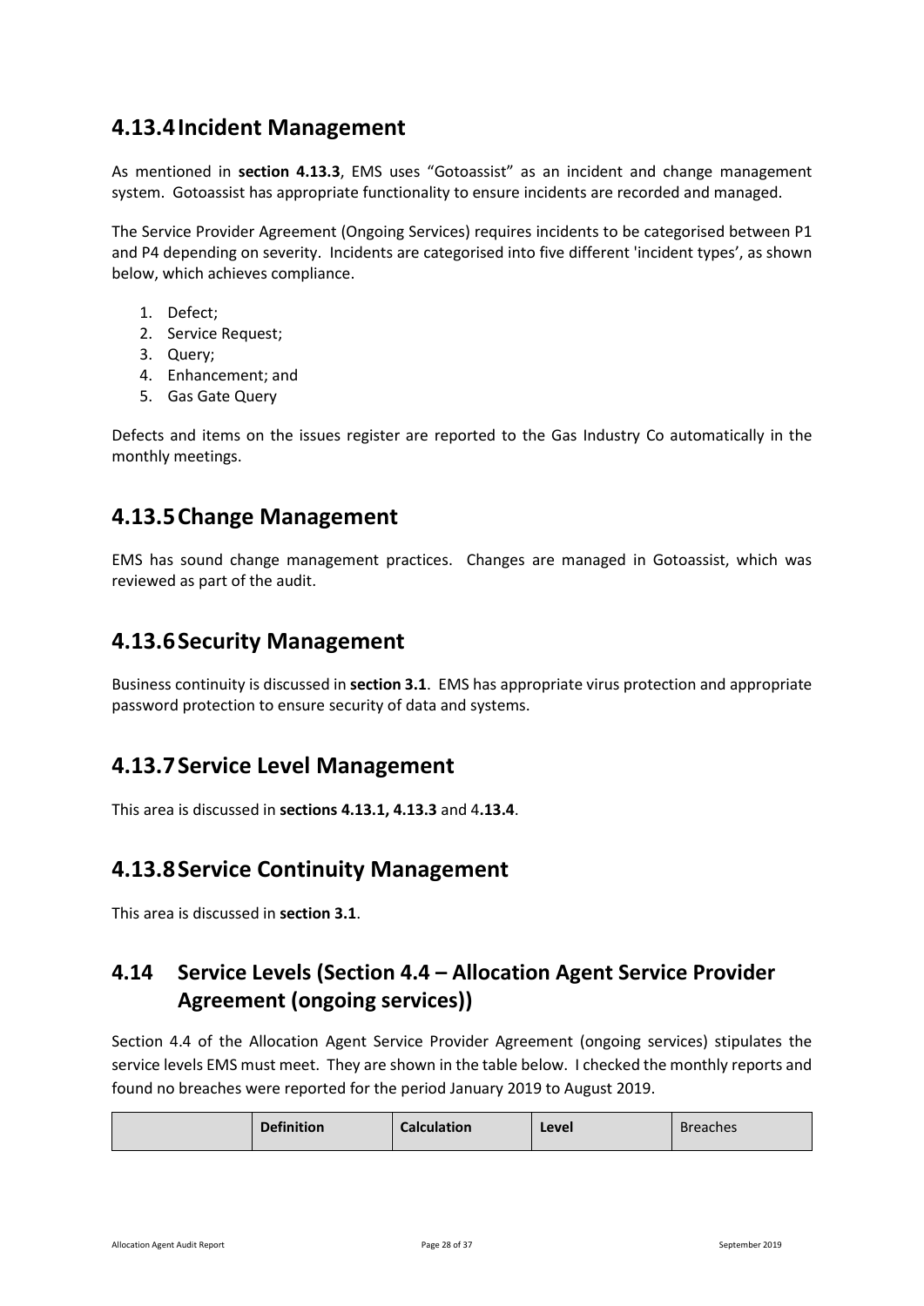## 4.13.4 Incident Management

As mentioned in **section 4.13.3**, EMS uses "Gotoassist" as an incident and change management system. Gotoassist has appropriate functionality to ensure incidents are recorded and managed.

The Service Provider Agreement (Ongoing Services) requires incidents to be categorised between P1 and P4 depending on severity. Incidents are categorised into five different 'incident types', as shown below, which achieves compliance.

1. Defect;
2. Service Request;
3. Query;
4. Enhancement; and
5. Gas Gate Query

Defects and items on the issues register are reported to the Gas Industry Co automatically in the monthly meetings.

## 4.13.5 Change Management

EMS has sound change management practices. Changes are managed in Gotoassist, which was reviewed as part of the audit.

## 4.13.6 Security Management

Business continuity is discussed in **section 3.1**. EMS has appropriate virus protection and appropriate password protection to ensure security of data and systems.

## 4.13.7 Service Level Management

This area is discussed in **sections 4.13.1, 4.13.3** and 4**.13.4**.

## 4.13.8 Service Continuity Management

This area is discussed in **section 3.1**.

## 4.14 Service Levels (Section 4.4 – Allocation Agent Service Provider Agreement (ongoing services))

Section 4.4 of the Allocation Agent Service Provider Agreement (ongoing services) stipulates the service levels EMS must meet. They are shown in the table below. I checked the monthly reports and found no breaches were reported for the period January 2019 to August 2019.

| | **Definition** | **Calculation** | **Level** | Breaches |
|---|---|---|---|---|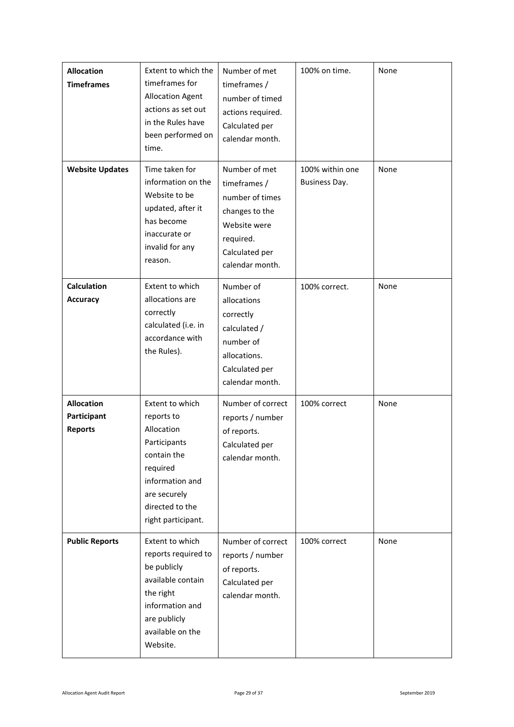| **Allocation Timeframes** | Extent to which the timeframes for Allocation Agent actions as set out in the Rules have been performed on time. | Number of met timeframes / number of timed actions required. Calculated per calendar month. | 100% on time. | None |
|---|---|---|---|---|
| **Website Updates** | Time taken for information on the Website to be updated, after it has become inaccurate or invalid for any reason. | Number of met timeframes / number of times changes to the Website were required. Calculated per calendar month. | 100% within one Business Day. | None |
| **Calculation Accuracy** | Extent to which allocations are correctly calculated (i.e. in accordance with the Rules). | Number of allocations correctly calculated / number of allocations. Calculated per calendar month. | 100% correct. | None |
| **Allocation Participant Reports** | Extent to which reports to Allocation Participants contain the required information and are securely directed to the right participant. | Number of correct reports / number of reports. Calculated per calendar month. | 100% correct | None |
| **Public Reports** | Extent to which reports required to be publicly available contain the right information and are publicly available on the Website. | Number of correct reports / number of reports. Calculated per calendar month. | 100% correct | None |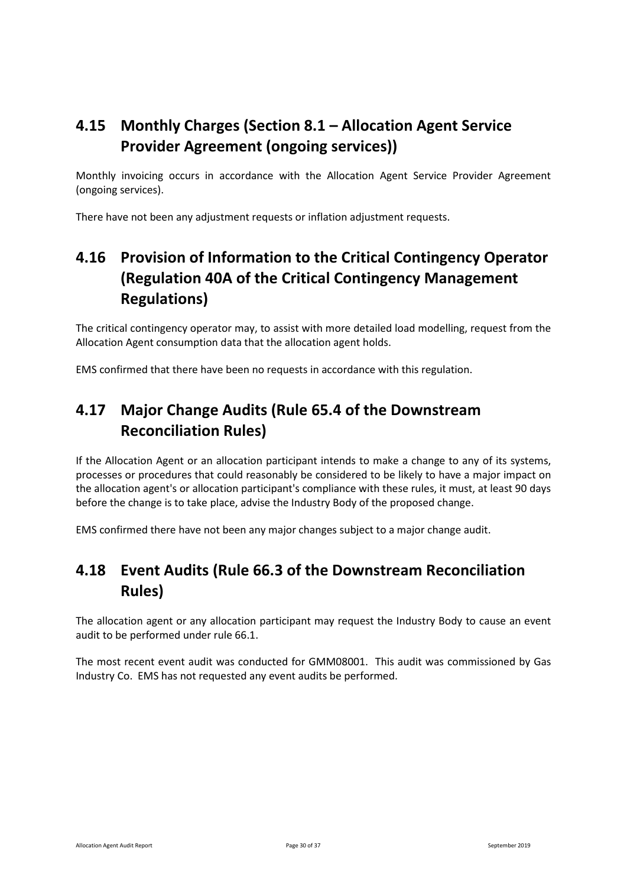## 4.15 Monthly Charges (Section 8.1 – Allocation Agent Service Provider Agreement (ongoing services))

Monthly invoicing occurs in accordance with the Allocation Agent Service Provider Agreement (ongoing services).

There have not been any adjustment requests or inflation adjustment requests.

## 4.16 Provision of Information to the Critical Contingency Operator (Regulation 40A of the Critical Contingency Management Regulations)

The critical contingency operator may, to assist with more detailed load modelling, request from the Allocation Agent consumption data that the allocation agent holds.

EMS confirmed that there have been no requests in accordance with this regulation.

## 4.17 Major Change Audits (Rule 65.4 of the Downstream Reconciliation Rules)

If the Allocation Agent or an allocation participant intends to make a change to any of its systems, processes or procedures that could reasonably be considered to be likely to have a major impact on the allocation agent's or allocation participant's compliance with these rules, it must, at least 90 days before the change is to take place, advise the Industry Body of the proposed change.

EMS confirmed there have not been any major changes subject to a major change audit.

## 4.18 Event Audits (Rule 66.3 of the Downstream Reconciliation Rules)

The allocation agent or any allocation participant may request the Industry Body to cause an event audit to be performed under rule 66.1.

The most recent event audit was conducted for GMM08001. This audit was commissioned by Gas Industry Co. EMS has not requested any event audits be performed.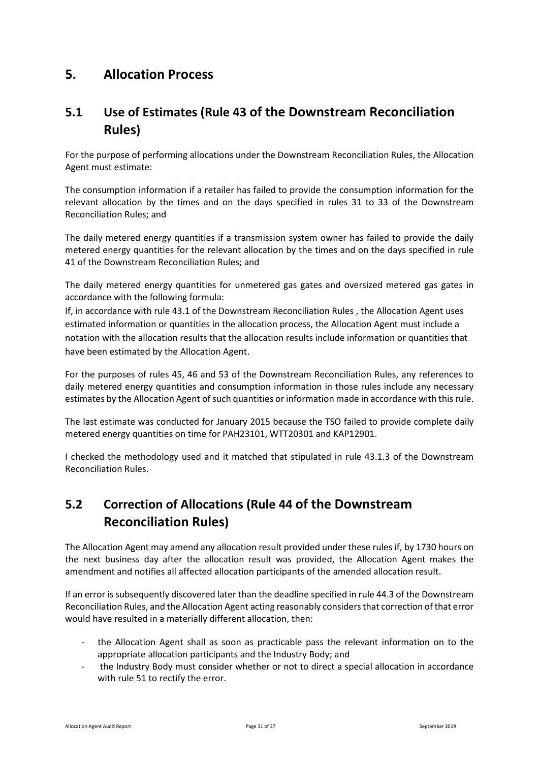# 5. Allocation Process

## 5.1 Use of Estimates (Rule 43 of the Downstream Reconciliation Rules)

For the purpose of performing allocations under the Downstream Reconciliation Rules, the Allocation Agent must estimate:

The consumption information if a retailer has failed to provide the consumption information for the relevant allocation by the times and on the days specified in rules 31 to 33 of the Downstream Reconciliation Rules; and

The daily metered energy quantities if a transmission system owner has failed to provide the daily metered energy quantities for the relevant allocation by the times and on the days specified in rule 41 of the Downstream Reconciliation Rules; and

The daily metered energy quantities for unmetered gas gates and oversized metered gas gates in accordance with the following formula:

If, in accordance with rule 43.1 of the Downstream Reconciliation Rules , the Allocation Agent uses estimated information or quantities in the allocation process, the Allocation Agent must include a notation with the allocation results that the allocation results include information or quantities that have been estimated by the Allocation Agent.

For the purposes of rules 45, 46 and 53 of the Downstream Reconciliation Rules, any references to daily metered energy quantities and consumption information in those rules include any necessary estimates by the Allocation Agent of such quantities or information made in accordance with this rule.

The last estimate was conducted for January 2015 because the TSO failed to provide complete daily metered energy quantities on time for PAH23101, WTT20301 and KAP12901.

I checked the methodology used and it matched that stipulated in rule 43.1.3 of the Downstream Reconciliation Rules.

## 5.2 Correction of Allocations (Rule 44 of the Downstream Reconciliation Rules)

The Allocation Agent may amend any allocation result provided under these rules if, by 1730 hours on the next business day after the allocation result was provided, the Allocation Agent makes the amendment and notifies all affected allocation participants of the amended allocation result.

If an error is subsequently discovered later than the deadline specified in rule 44.3 of the Downstream Reconciliation Rules, and the Allocation Agent acting reasonably considers that correction of that error would have resulted in a materially different allocation, then:

- the Allocation Agent shall as soon as practicable pass the relevant information on to the appropriate allocation participants and the Industry Body; and
- the Industry Body must consider whether or not to direct a special allocation in accordance with rule 51 to rectify the error.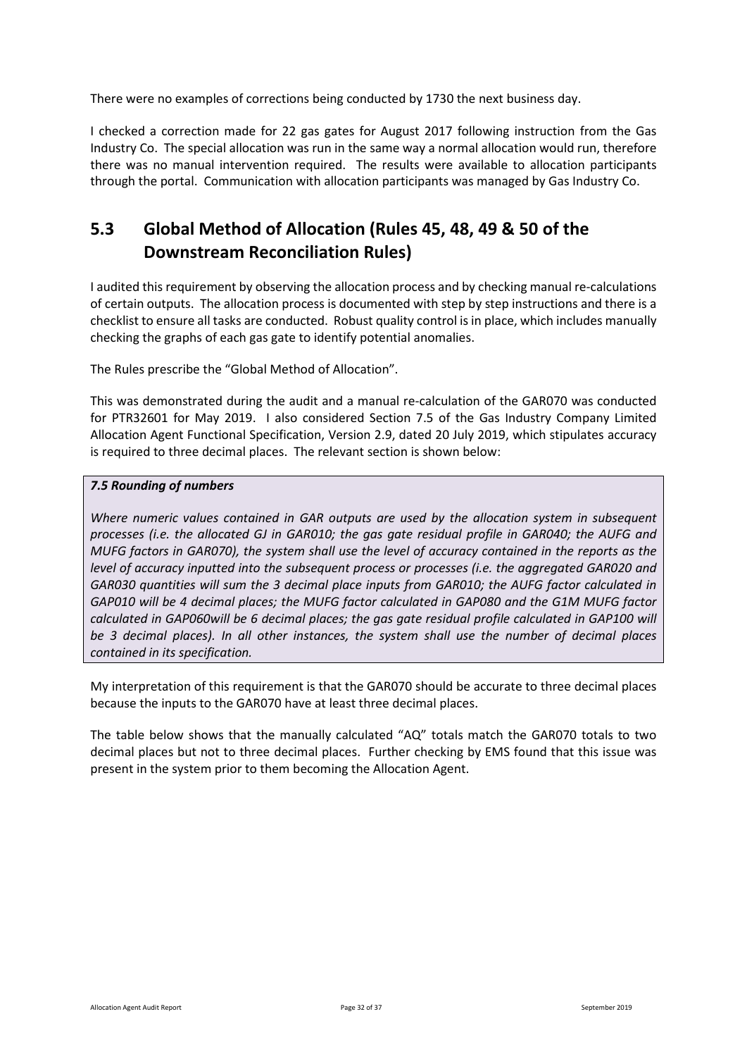There were no examples of corrections being conducted by 1730 the next business day.

I checked a correction made for 22 gas gates for August 2017 following instruction from the Gas Industry Co. The special allocation was run in the same way a normal allocation would run, therefore there was no manual intervention required. The results were available to allocation participants through the portal. Communication with allocation participants was managed by Gas Industry Co.

## 5.3 Global Method of Allocation (Rules 45, 48, 49 & 50 of the Downstream Reconciliation Rules)

I audited this requirement by observing the allocation process and by checking manual re-calculations of certain outputs. The allocation process is documented with step by step instructions and there is a checklist to ensure all tasks are conducted. Robust quality control is in place, which includes manually checking the graphs of each gas gate to identify potential anomalies.

The Rules prescribe the "Global Method of Allocation".

This was demonstrated during the audit and a manual re-calculation of the GAR070 was conducted for PTR32601 for May 2019. I also considered Section 7.5 of the Gas Industry Company Limited Allocation Agent Functional Specification, Version 2.9, dated 20 July 2019, which stipulates accuracy is required to three decimal places. The relevant section is shown below:

> ***7.5 Rounding of numbers***
>
> *Where numeric values contained in GAR outputs are used by the allocation system in subsequent processes (i.e. the allocated GJ in GAR010; the gas gate residual profile in GAR040; the AUFG and MUFG factors in GAR070), the system shall use the level of accuracy contained in the reports as the level of accuracy inputted into the subsequent process or processes (i.e. the aggregated GAR020 and GAR030 quantities will sum the 3 decimal place inputs from GAR010; the AUFG factor calculated in GAP010 will be 4 decimal places; the MUFG factor calculated in GAP080 and the G1M MUFG factor calculated in GAP060will be 6 decimal places; the gas gate residual profile calculated in GAP100 will be 3 decimal places). In all other instances, the system shall use the number of decimal places contained in its specification.*

My interpretation of this requirement is that the GAR070 should be accurate to three decimal places because the inputs to the GAR070 have at least three decimal places.

The table below shows that the manually calculated "AQ" totals match the GAR070 totals to two decimal places but not to three decimal places. Further checking by EMS found that this issue was present in the system prior to them becoming the Allocation Agent.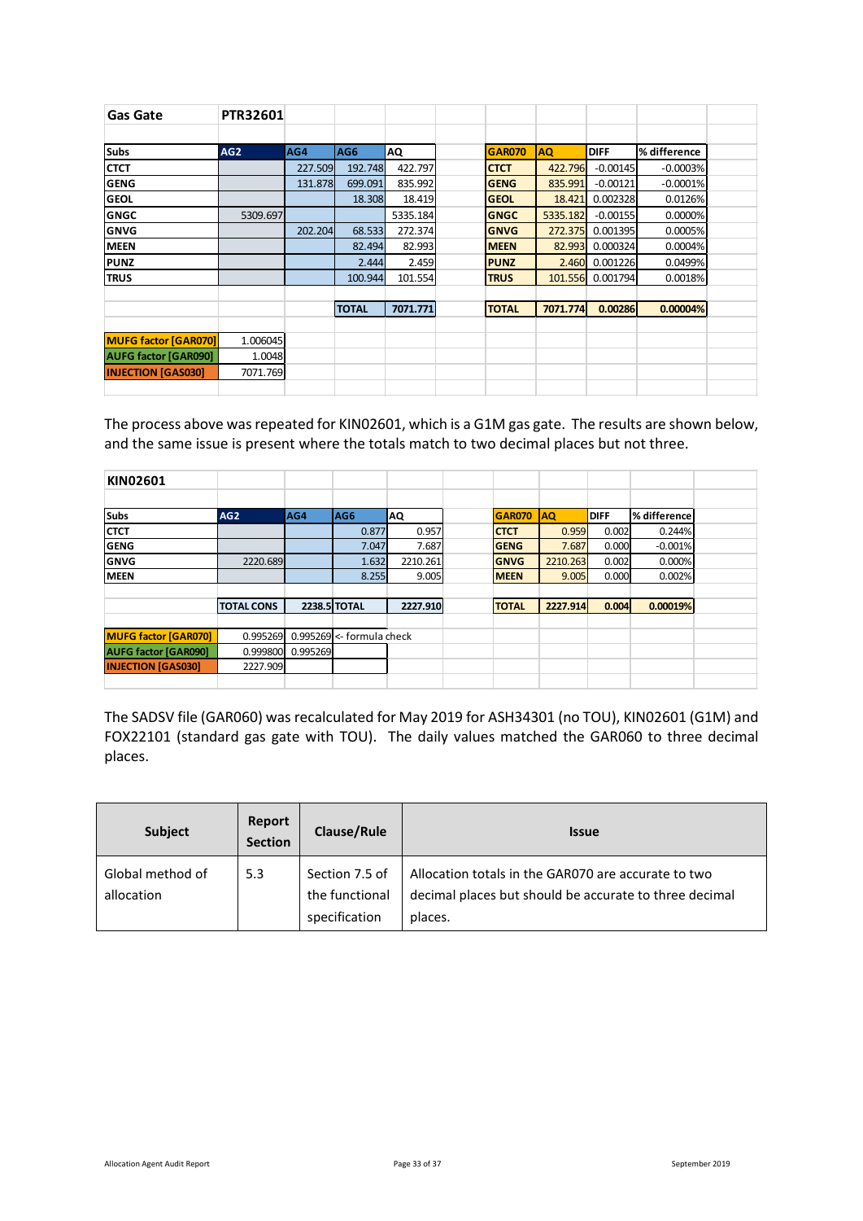| Gas Gate | PTR32601 | | | | | | | | |
|---|---|---|---|---|---|---|---|---|---|
| | | | | | | | | | |
| Subs | AG2 | AG4 | AG6 | AQ | | GAR070 | AQ | DIFF | % difference |
| CTCT | | 227.509 | 192.748 | 422.797 | | CTCT | 422.796 | -0.00145 | -0.0003% |
| GENG | | 131.878 | 699.091 | 835.992 | | GENG | 835.991 | -0.00121 | -0.0001% |
| GEOL | | | 18.308 | 18.419 | | GEOL | 18.421 | 0.002328 | 0.0126% |
| GNGC | 5309.697 | | | 5335.184 | | GNGC | 5335.182 | -0.00155 | 0.0000% |
| GNVG | | 202.204 | 68.533 | 272.374 | | GNVG | 272.375 | 0.001395 | 0.0005% |
| MEEN | | | 82.494 | 82.993 | | MEEN | 82.993 | 0.000324 | 0.0004% |
| PUNZ | | | 2.444 | 2.459 | | PUNZ | 2.460 | 0.001226 | 0.0499% |
| TRUS | | | 100.944 | 101.554 | | TRUS | 101.556 | 0.001794 | 0.0018% |
| | | | | | | | | | |
| | | | TOTAL | 7071.771 | | TOTAL | 7071.774 | 0.00286 | 0.00004% |
| | | | | | | | | | |
| MUFG factor [GAR070] | 1.006045 | | | | | | | | |
| AUFG factor [GAR090] | 1.0048 | | | | | | | | |
| INJECTION [GAS030] | 7071.769 | | | | | | | | |

The process above was repeated for KIN02601, which is a G1M gas gate. The results are shown below, and the same issue is present where the totals match to two decimal places but not three.

| KIN02601 | | | | | | | | | |
|---|---|---|---|---|---|---|---|---|---|
| | | | | | | | | | |
| Subs | AG2 | AG4 | AG6 | AQ | | GAR070 | AQ | DIFF | % difference |
| CTCT | | | 0.877 | 0.957 | | CTCT | 0.959 | 0.002 | 0.244% |
| GENG | | | 7.047 | 7.687 | | GENG | 7.687 | 0.000 | -0.001% |
| GNVG | 2220.689 | | 1.632 | 2210.261 | | GNVG | 2210.263 | 0.002 | 0.000% |
| MEEN | | | 8.255 | 9.005 | | MEEN | 9.005 | 0.000 | 0.002% |
| | | | | | | | | | |
| | TOTAL CONS | 2238.5 | TOTAL | 2227.910 | | TOTAL | 2227.914 | 0.004 | 0.00019% |
| | | | | | | | | | |
| MUFG factor [GAR070] | 0.995269 | 0.995269 | <- formula check | | | | | | |
| AUFG factor [GAR090] | 0.999800 | 0.995269 | | | | | | | |
| INJECTION [GAS030] | 2227.909 | | | | | | | | |

The SADSV file (GAR060) was recalculated for May 2019 for ASH34301 (no TOU), KIN02601 (G1M) and FOX22101 (standard gas gate with TOU). The daily values matched the GAR060 to three decimal places.

| Subject | Report Section | Clause/Rule | Issue |
|---|---|---|---|
| Global method of allocation | 5.3 | Section 7.5 of the functional specification | Allocation totals in the GAR070 are accurate to two decimal places but should be accurate to three decimal places. |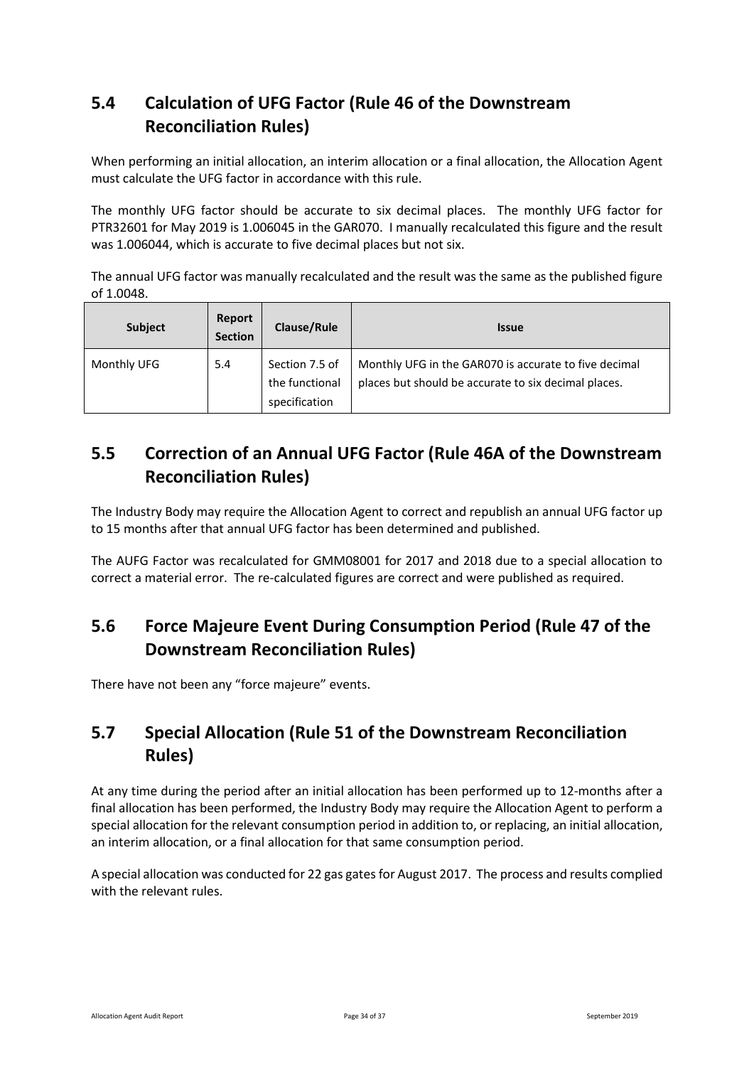## 5.4 Calculation of UFG Factor (Rule 46 of the Downstream Reconciliation Rules)

When performing an initial allocation, an interim allocation or a final allocation, the Allocation Agent must calculate the UFG factor in accordance with this rule.

The monthly UFG factor should be accurate to six decimal places. The monthly UFG factor for PTR32601 for May 2019 is 1.006045 in the GAR070. I manually recalculated this figure and the result was 1.006044, which is accurate to five decimal places but not six.

The annual UFG factor was manually recalculated and the result was the same as the published figure of 1.0048.

| Subject | Report Section | Clause/Rule | Issue |
|---|---|---|---|
| Monthly UFG | 5.4 | Section 7.5 of the functional specification | Monthly UFG in the GAR070 is accurate to five decimal places but should be accurate to six decimal places. |

## 5.5 Correction of an Annual UFG Factor (Rule 46A of the Downstream Reconciliation Rules)

The Industry Body may require the Allocation Agent to correct and republish an annual UFG factor up to 15 months after that annual UFG factor has been determined and published.

The AUFG Factor was recalculated for GMM08001 for 2017 and 2018 due to a special allocation to correct a material error. The re-calculated figures are correct and were published as required.

## 5.6 Force Majeure Event During Consumption Period (Rule 47 of the Downstream Reconciliation Rules)

There have not been any "force majeure" events.

## 5.7 Special Allocation (Rule 51 of the Downstream Reconciliation Rules)

At any time during the period after an initial allocation has been performed up to 12-months after a final allocation has been performed, the Industry Body may require the Allocation Agent to perform a special allocation for the relevant consumption period in addition to, or replacing, an initial allocation, an interim allocation, or a final allocation for that same consumption period.

A special allocation was conducted for 22 gas gates for August 2017. The process and results complied with the relevant rules.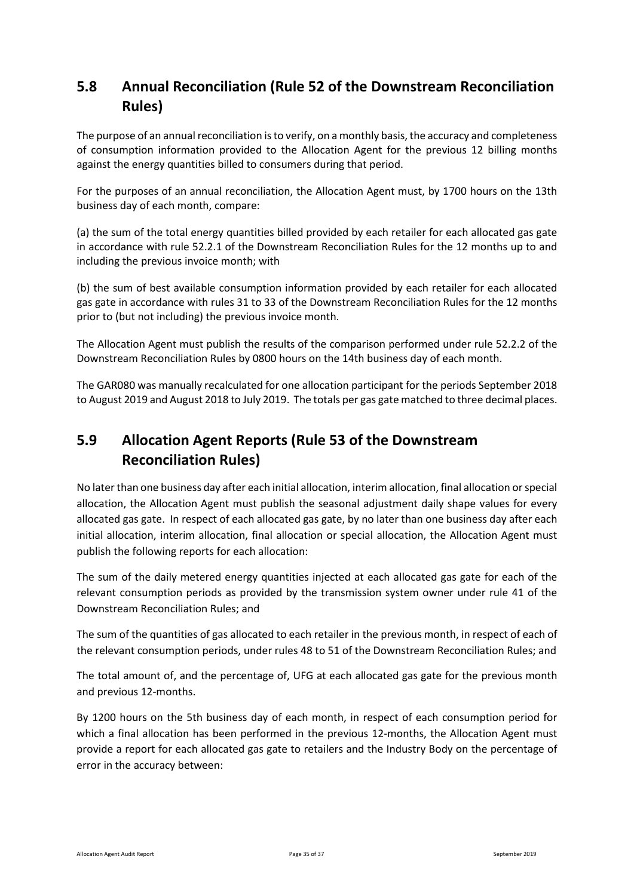## 5.8 Annual Reconciliation (Rule 52 of the Downstream Reconciliation Rules)

The purpose of an annual reconciliation is to verify, on a monthly basis, the accuracy and completeness of consumption information provided to the Allocation Agent for the previous 12 billing months against the energy quantities billed to consumers during that period.

For the purposes of an annual reconciliation, the Allocation Agent must, by 1700 hours on the 13th business day of each month, compare:

(a) the sum of the total energy quantities billed provided by each retailer for each allocated gas gate in accordance with rule 52.2.1 of the Downstream Reconciliation Rules for the 12 months up to and including the previous invoice month; with

(b) the sum of best available consumption information provided by each retailer for each allocated gas gate in accordance with rules 31 to 33 of the Downstream Reconciliation Rules for the 12 months prior to (but not including) the previous invoice month.

The Allocation Agent must publish the results of the comparison performed under rule 52.2.2 of the Downstream Reconciliation Rules by 0800 hours on the 14th business day of each month.

The GAR080 was manually recalculated for one allocation participant for the periods September 2018 to August 2019 and August 2018 to July 2019. The totals per gas gate matched to three decimal places.

## 5.9 Allocation Agent Reports (Rule 53 of the Downstream Reconciliation Rules)

No later than one business day after each initial allocation, interim allocation, final allocation or special allocation, the Allocation Agent must publish the seasonal adjustment daily shape values for every allocated gas gate. In respect of each allocated gas gate, by no later than one business day after each initial allocation, interim allocation, final allocation or special allocation, the Allocation Agent must publish the following reports for each allocation:

The sum of the daily metered energy quantities injected at each allocated gas gate for each of the relevant consumption periods as provided by the transmission system owner under rule 41 of the Downstream Reconciliation Rules; and

The sum of the quantities of gas allocated to each retailer in the previous month, in respect of each of the relevant consumption periods, under rules 48 to 51 of the Downstream Reconciliation Rules; and

The total amount of, and the percentage of, UFG at each allocated gas gate for the previous month and previous 12-months.

By 1200 hours on the 5th business day of each month, in respect of each consumption period for which a final allocation has been performed in the previous 12-months, the Allocation Agent must provide a report for each allocated gas gate to retailers and the Industry Body on the percentage of error in the accuracy between: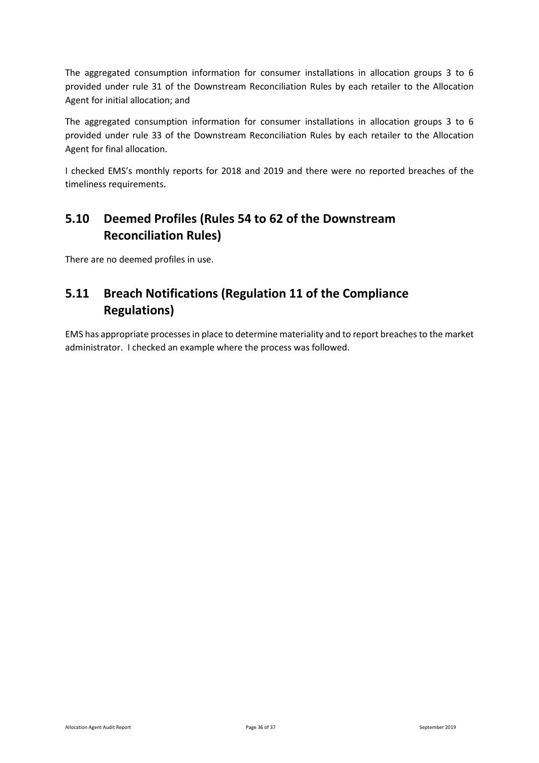The aggregated consumption information for consumer installations in allocation groups 3 to 6 provided under rule 31 of the Downstream Reconciliation Rules by each retailer to the Allocation Agent for initial allocation; and

The aggregated consumption information for consumer installations in allocation groups 3 to 6 provided under rule 33 of the Downstream Reconciliation Rules by each retailer to the Allocation Agent for final allocation.

I checked EMS's monthly reports for 2018 and 2019 and there were no reported breaches of the timeliness requirements.

## 5.10 Deemed Profiles (Rules 54 to 62 of the Downstream Reconciliation Rules)

There are no deemed profiles in use.

## 5.11 Breach Notifications (Regulation 11 of the Compliance Regulations)

EMS has appropriate processes in place to determine materiality and to report breaches to the market administrator. I checked an example where the process was followed.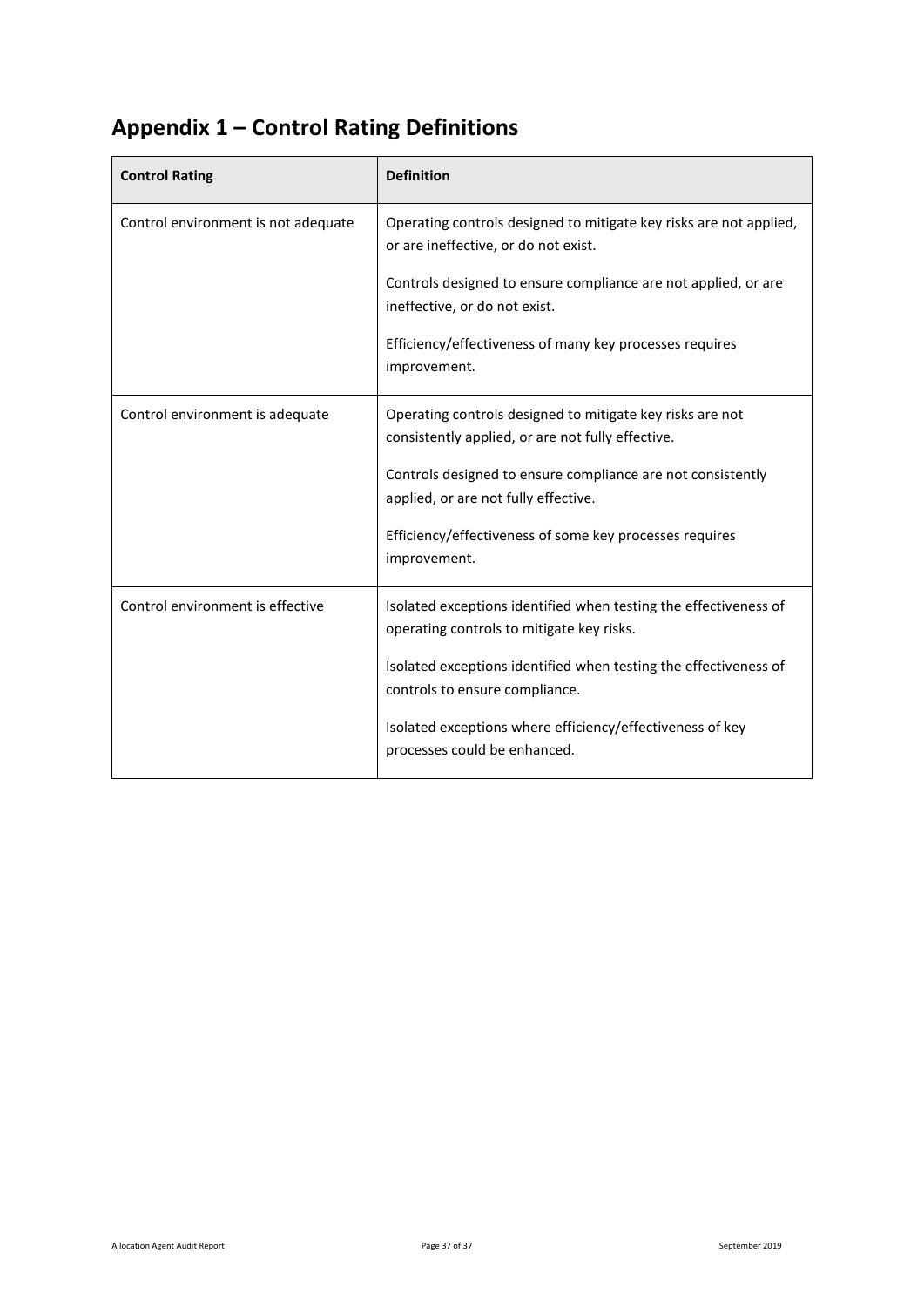# Appendix 1 – Control Rating Definitions

| Control Rating | Definition |
|---|---|
| Control environment is not adequate | Operating controls designed to mitigate key risks are not applied, or are ineffective, or do not exist.<br><br>Controls designed to ensure compliance are not applied, or are ineffective, or do not exist.<br><br>Efficiency/effectiveness of many key processes requires improvement. |
| Control environment is adequate | Operating controls designed to mitigate key risks are not consistently applied, or are not fully effective.<br><br>Controls designed to ensure compliance are not consistently applied, or are not fully effective.<br><br>Efficiency/effectiveness of some key processes requires improvement. |
| Control environment is effective | Isolated exceptions identified when testing the effectiveness of operating controls to mitigate key risks.<br><br>Isolated exceptions identified when testing the effectiveness of controls to ensure compliance.<br><br>Isolated exceptions where efficiency/effectiveness of key processes could be enhanced. |